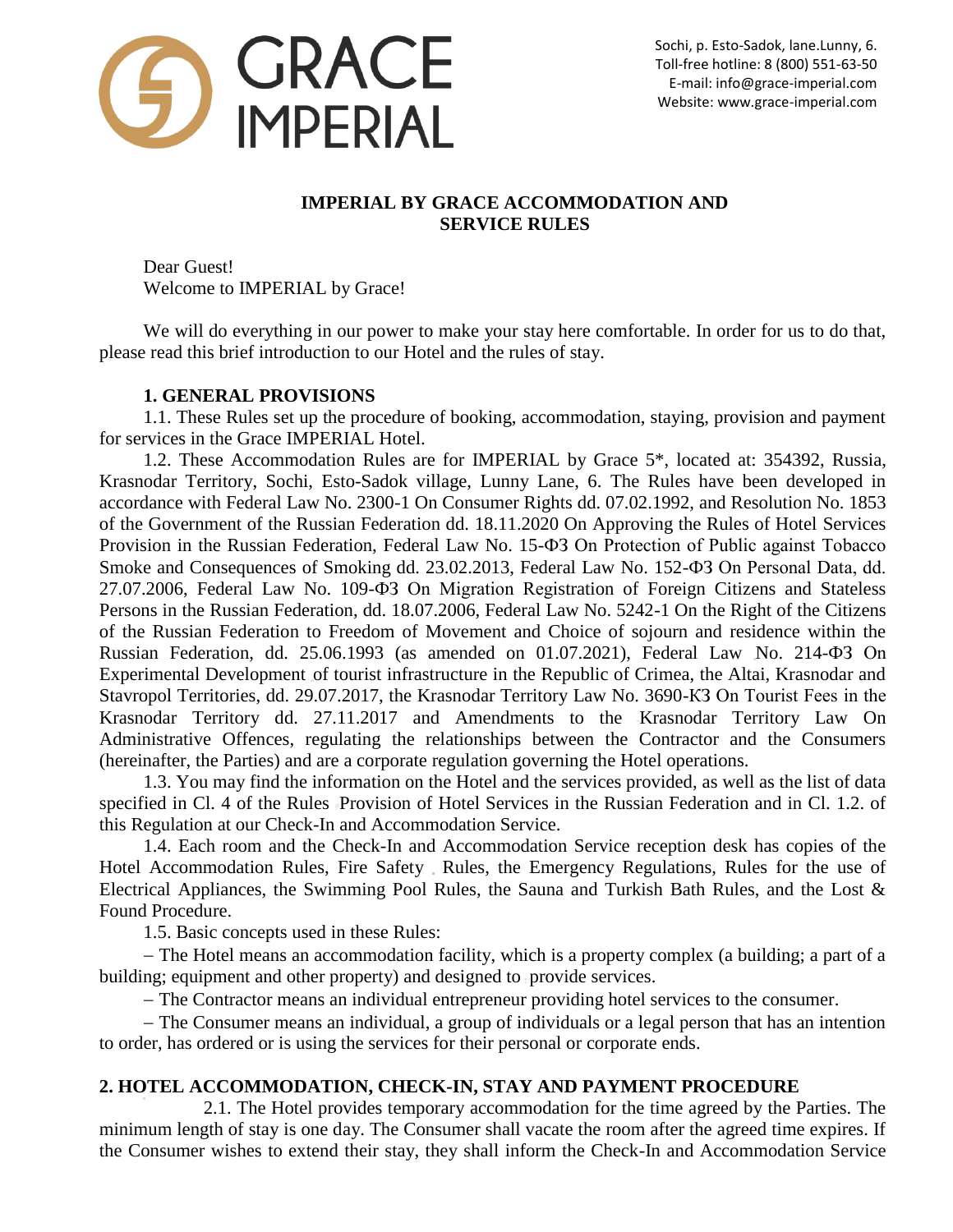GRACE IMPERIAL

Sochi, p. Esto-Sadok, lane.Lunny, 6.
Toll-free hotline: 8 (800) 551-63-50
E-mail: info@grace-imperial.com
Website: www.grace-imperial.com

# IMPERIAL BY GRACE ACCOMMODATION AND SERVICE RULES

Dear Guest!
Welcome to IMPERIAL by Grace!

We will do everything in our power to make your stay here comfortable. In order for us to do that, please read this brief introduction to our Hotel and the rules of stay.

## 1. GENERAL PROVISIONS

1.1. These Rules set up the procedure of booking, accommodation, staying, provision and payment for services in the Grace IMPERIAL Hotel.

1.2. These Accommodation Rules are for IMPERIAL by Grace 5*, located at: 354392, Russia, Krasnodar Territory, Sochi, Esto-Sadok village, Lunny Lane, 6. The Rules have been developed in accordance with Federal Law No. 2300-1 On Consumer Rights dd. 07.02.1992, and Resolution No. 1853 of the Government of the Russian Federation dd. 18.11.2020 On Approving the Rules of Hotel Services Provision in the Russian Federation, Federal Law No. 15-ФЗ On Protection of Public against Tobacco Smoke and Consequences of Smoking dd. 23.02.2013, Federal Law No. 152-ФЗ On Personal Data, dd. 27.07.2006, Federal Law No. 109-ФЗ On Migration Registration of Foreign Citizens and Stateless Persons in the Russian Federation, dd. 18.07.2006, Federal Law No. 5242-1 On the Right of the Citizens of the Russian Federation to Freedom of Movement and Choice of sojourn and residence within the Russian Federation, dd. 25.06.1993 (as amended on 01.07.2021), Federal Law No. 214-ФЗ On Experimental Development of tourist infrastructure in the Republic of Crimea, the Altai, Krasnodar and Stavropol Territories, dd. 29.07.2017, the Krasnodar Territory Law No. 3690-КЗ On Tourist Fees in the Krasnodar Territory dd. 27.11.2017 and Amendments to the Krasnodar Territory Law On Administrative Offences, regulating the relationships between the Contractor and the Consumers (hereinafter, the Parties) and are a corporate regulation governing the Hotel operations.

1.3. You may find the information on the Hotel and the services provided, as well as the list of data specified in Cl. 4 of the Rules Provision of Hotel Services in the Russian Federation and in Cl. 1.2. of this Regulation at our Check-In and Accommodation Service.

1.4. Each room and the Check-In and Accommodation Service reception desk has copies of the Hotel Accommodation Rules, Fire Safety Rules, the Emergency Regulations, Rules for the use of Electrical Appliances, the Swimming Pool Rules, the Sauna and Turkish Bath Rules, and the Lost & Found Procedure.

1.5. Basic concepts used in these Rules:

– The Hotel means an accommodation facility, which is a property complex (a building; a part of a building; equipment and other property) and designed to provide services.

– The Contractor means an individual entrepreneur providing hotel services to the consumer.

– The Consumer means an individual, a group of individuals or a legal person that has an intention to order, has ordered or is using the services for their personal or corporate ends.

## 2. HOTEL ACCOMMODATION, CHECK-IN, STAY AND PAYMENT PROCEDURE

2.1. The Hotel provides temporary accommodation for the time agreed by the Parties. The minimum length of stay is one day. The Consumer shall vacate the room after the agreed time expires. If the Consumer wishes to extend their stay, they shall inform the Check-In and Accommodation Service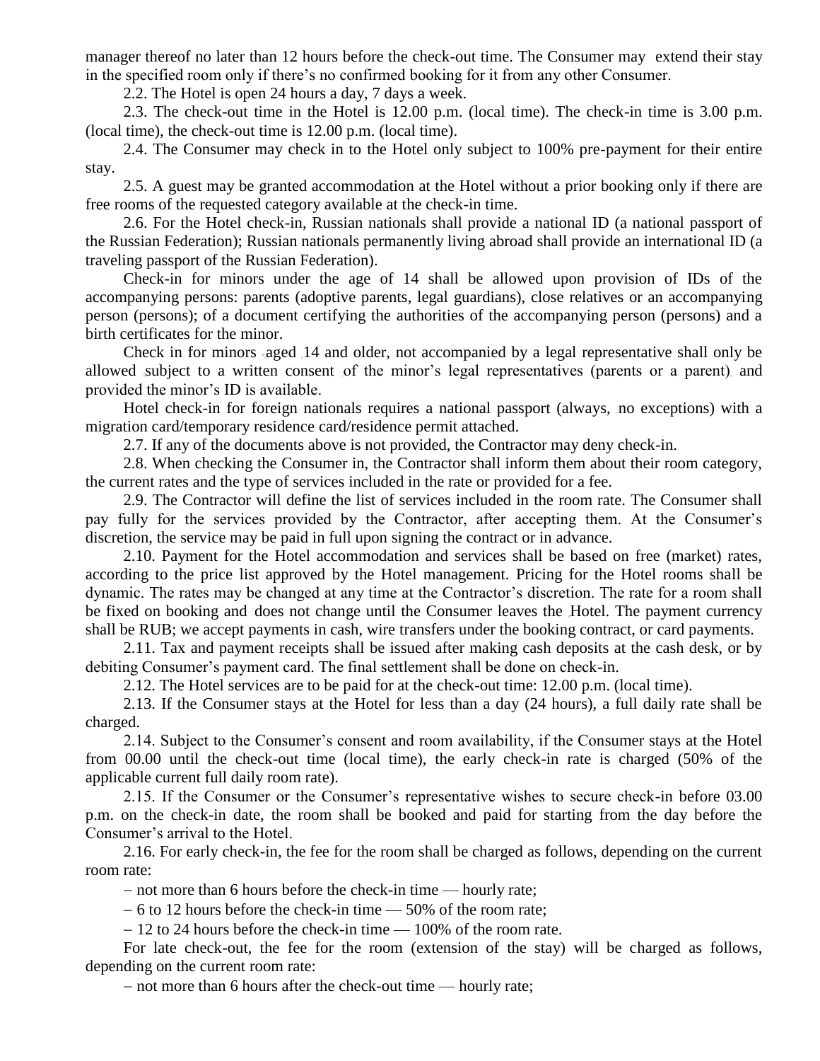manager thereof no later than 12 hours before the check-out time. The Consumer may extend their stay in the specified room only if there's no confirmed booking for it from any other Consumer.

2.2. The Hotel is open 24 hours a day, 7 days a week.

2.3. The check-out time in the Hotel is 12.00 p.m. (local time). The check-in time is 3.00 p.m. (local time), the check-out time is 12.00 p.m. (local time).

2.4. The Consumer may check in to the Hotel only subject to 100% pre-payment for their entire stay.

2.5. A guest may be granted accommodation at the Hotel without a prior booking only if there are free rooms of the requested category available at the check-in time.

2.6. For the Hotel check-in, Russian nationals shall provide a national ID (a national passport of the Russian Federation); Russian nationals permanently living abroad shall provide an international ID (a traveling passport of the Russian Federation).

Check-in for minors under the age of 14 shall be allowed upon provision of IDs of the accompanying persons: parents (adoptive parents, legal guardians), close relatives or an accompanying person (persons); of a document certifying the authorities of the accompanying person (persons) and a birth certificates for the minor.

Check in for minors aged 14 and older, not accompanied by a legal representative shall only be allowed subject to a written consent of the minor's legal representatives (parents or a parent) and provided the minor's ID is available.

Hotel check-in for foreign nationals requires a national passport (always, no exceptions) with a migration card/temporary residence card/residence permit attached.

2.7. If any of the documents above is not provided, the Contractor may deny check-in.

2.8. When checking the Consumer in, the Contractor shall inform them about their room category, the current rates and the type of services included in the rate or provided for a fee.

2.9. The Contractor will define the list of services included in the room rate. The Consumer shall pay fully for the services provided by the Contractor, after accepting them. At the Consumer's discretion, the service may be paid in full upon signing the contract or in advance.

2.10. Payment for the Hotel accommodation and services shall be based on free (market) rates, according to the price list approved by the Hotel management. Pricing for the Hotel rooms shall be dynamic. The rates may be changed at any time at the Contractor's discretion. The rate for a room shall be fixed on booking and does not change until the Consumer leaves the Hotel. The payment currency shall be RUB; we accept payments in cash, wire transfers under the booking contract, or card payments.

2.11. Tax and payment receipts shall be issued after making cash deposits at the cash desk, or by debiting Consumer's payment card. The final settlement shall be done on check-in.

2.12. The Hotel services are to be paid for at the check-out time: 12.00 p.m. (local time).

2.13. If the Consumer stays at the Hotel for less than a day (24 hours), a full daily rate shall be charged.

2.14. Subject to the Consumer's consent and room availability, if the Consumer stays at the Hotel from 00.00 until the check-out time (local time), the early check-in rate is charged (50% of the applicable current full daily room rate).

2.15. If the Consumer or the Consumer's representative wishes to secure check-in before 03.00 p.m. on the check-in date, the room shall be booked and paid for starting from the day before the Consumer's arrival to the Hotel.

2.16. For early check-in, the fee for the room shall be charged as follows, depending on the current room rate:

- not more than 6 hours before the check-in time — hourly rate;
- 6 to 12 hours before the check-in time — 50% of the room rate;
- 12 to 24 hours before the check-in time — 100% of the room rate.

For late check-out, the fee for the room (extension of the stay) will be charged as follows, depending on the current room rate:

- not more than 6 hours after the check-out time — hourly rate;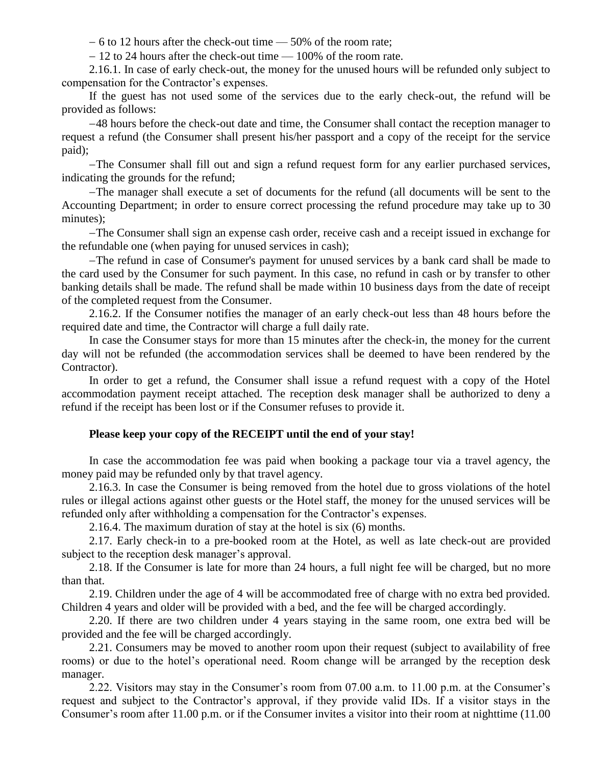– 6 to 12 hours after the check-out time — 50% of the room rate;

– 12 to 24 hours after the check-out time — 100% of the room rate.

2.16.1. In case of early check-out, the money for the unused hours will be refunded only subject to compensation for the Contractor's expenses.

If the guest has not used some of the services due to the early check-out, the refund will be provided as follows:

–48 hours before the check-out date and time, the Consumer shall contact the reception manager to request a refund (the Consumer shall present his/her passport and a copy of the receipt for the service paid);

–The Consumer shall fill out and sign a refund request form for any earlier purchased services, indicating the grounds for the refund;

–The manager shall execute a set of documents for the refund (all documents will be sent to the Accounting Department; in order to ensure correct processing the refund procedure may take up to 30 minutes);

–The Consumer shall sign an expense cash order, receive cash and a receipt issued in exchange for the refundable one (when paying for unused services in cash);

–The refund in case of Consumer's payment for unused services by a bank card shall be made to the card used by the Consumer for such payment. In this case, no refund in cash or by transfer to other banking details shall be made. The refund shall be made within 10 business days from the date of receipt of the completed request from the Consumer.

2.16.2. If the Consumer notifies the manager of an early check-out less than 48 hours before the required date and time, the Contractor will charge a full daily rate.

In case the Consumer stays for more than 15 minutes after the check-in, the money for the current day will not be refunded (the accommodation services shall be deemed to have been rendered by the Contractor).

In order to get a refund, the Consumer shall issue a refund request with a copy of the Hotel accommodation payment receipt attached. The reception desk manager shall be authorized to deny a refund if the receipt has been lost or if the Consumer refuses to provide it.

**Please keep your copy of the RECEIPT until the end of your stay!**

In case the accommodation fee was paid when booking a package tour via a travel agency, the money paid may be refunded only by that travel agency.

2.16.3. In case the Consumer is being removed from the hotel due to gross violations of the hotel rules or illegal actions against other guests or the Hotel staff, the money for the unused services will be refunded only after withholding a compensation for the Contractor's expenses.

2.16.4. The maximum duration of stay at the hotel is six (6) months.

2.17. Early check-in to a pre-booked room at the Hotel, as well as late check-out are provided subject to the reception desk manager's approval.

2.18. If the Consumer is late for more than 24 hours, a full night fee will be charged, but no more than that.

2.19. Children under the age of 4 will be accommodated free of charge with no extra bed provided. Children 4 years and older will be provided with a bed, and the fee will be charged accordingly.

2.20. If there are two children under 4 years staying in the same room, one extra bed will be provided and the fee will be charged accordingly.

2.21. Consumers may be moved to another room upon their request (subject to availability of free rooms) or due to the hotel's operational need. Room change will be arranged by the reception desk manager.

2.22. Visitors may stay in the Consumer's room from 07.00 a.m. to 11.00 p.m. at the Consumer's request and subject to the Contractor's approval, if they provide valid IDs. If a visitor stays in the Consumer's room after 11.00 p.m. or if the Consumer invites a visitor into their room at nighttime (11.00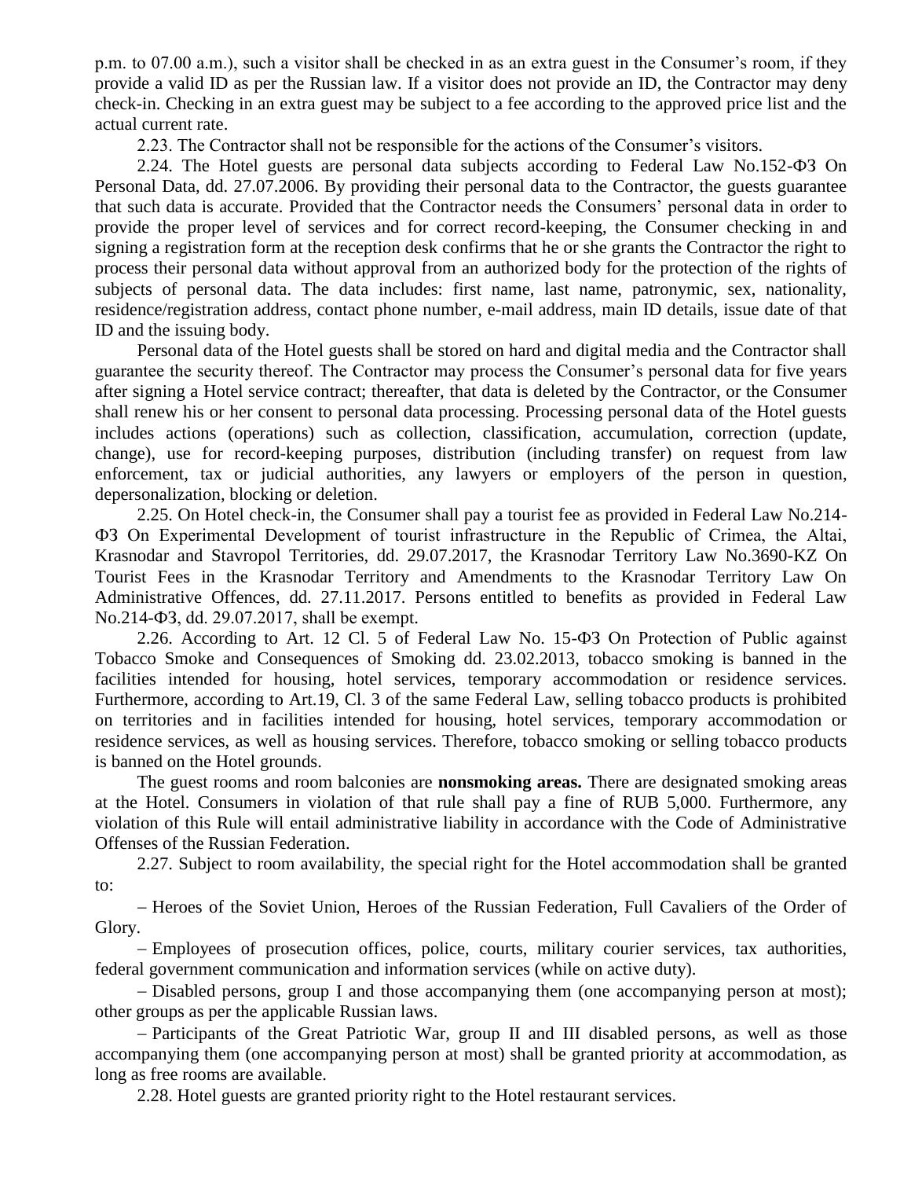p.m. to 07.00 a.m.), such a visitor shall be checked in as an extra guest in the Consumer's room, if they provide a valid ID as per the Russian law. If a visitor does not provide an ID, the Contractor may deny check-in. Checking in an extra guest may be subject to a fee according to the approved price list and the actual current rate.

2.23. The Contractor shall not be responsible for the actions of the Consumer's visitors.

2.24. The Hotel guests are personal data subjects according to Federal Law No.152-ФЗ On Personal Data, dd. 27.07.2006. By providing their personal data to the Contractor, the guests guarantee that such data is accurate. Provided that the Contractor needs the Consumers' personal data in order to provide the proper level of services and for correct record-keeping, the Consumer checking in and signing a registration form at the reception desk confirms that he or she grants the Contractor the right to process their personal data without approval from an authorized body for the protection of the rights of subjects of personal data. The data includes: first name, last name, patronymic, sex, nationality, residence/registration address, contact phone number, e-mail address, main ID details, issue date of that ID and the issuing body.

Personal data of the Hotel guests shall be stored on hard and digital media and the Contractor shall guarantee the security thereof. The Contractor may process the Consumer's personal data for five years after signing a Hotel service contract; thereafter, that data is deleted by the Contractor, or the Consumer shall renew his or her consent to personal data processing. Processing personal data of the Hotel guests includes actions (operations) such as collection, classification, accumulation, correction (update, change), use for record-keeping purposes, distribution (including transfer) on request from law enforcement, tax or judicial authorities, any lawyers or employers of the person in question, depersonalization, blocking or deletion.

2.25. On Hotel check-in, the Consumer shall pay a tourist fee as provided in Federal Law No.214-ФЗ On Experimental Development of tourist infrastructure in the Republic of Crimea, the Altai, Krasnodar and Stavropol Territories, dd. 29.07.2017, the Krasnodar Territory Law No.3690-KZ On Tourist Fees in the Krasnodar Territory and Amendments to the Krasnodar Territory Law On Administrative Offences, dd. 27.11.2017. Persons entitled to benefits as provided in Federal Law No.214-ФЗ, dd. 29.07.2017, shall be exempt.

2.26. According to Art. 12 Cl. 5 of Federal Law No. 15-ФЗ On Protection of Public against Tobacco Smoke and Consequences of Smoking dd. 23.02.2013, tobacco smoking is banned in the facilities intended for housing, hotel services, temporary accommodation or residence services. Furthermore, according to Art.19, Cl. 3 of the same Federal Law, selling tobacco products is prohibited on territories and in facilities intended for housing, hotel services, temporary accommodation or residence services, as well as housing services. Therefore, tobacco smoking or selling tobacco products is banned on the Hotel grounds.

The guest rooms and room balconies are **nonsmoking areas.** There are designated smoking areas at the Hotel. Consumers in violation of that rule shall pay a fine of RUB 5,000. Furthermore, any violation of this Rule will entail administrative liability in accordance with the Code of Administrative Offenses of the Russian Federation.

2.27. Subject to room availability, the special right for the Hotel accommodation shall be granted to:

– Heroes of the Soviet Union, Heroes of the Russian Federation, Full Cavaliers of the Order of Glory.

– Employees of prosecution offices, police, courts, military courier services, tax authorities, federal government communication and information services (while on active duty).

– Disabled persons, group I and those accompanying them (one accompanying person at most); other groups as per the applicable Russian laws.

– Participants of the Great Patriotic War, group II and III disabled persons, as well as those accompanying them (one accompanying person at most) shall be granted priority at accommodation, as long as free rooms are available.

2.28. Hotel guests are granted priority right to the Hotel restaurant services.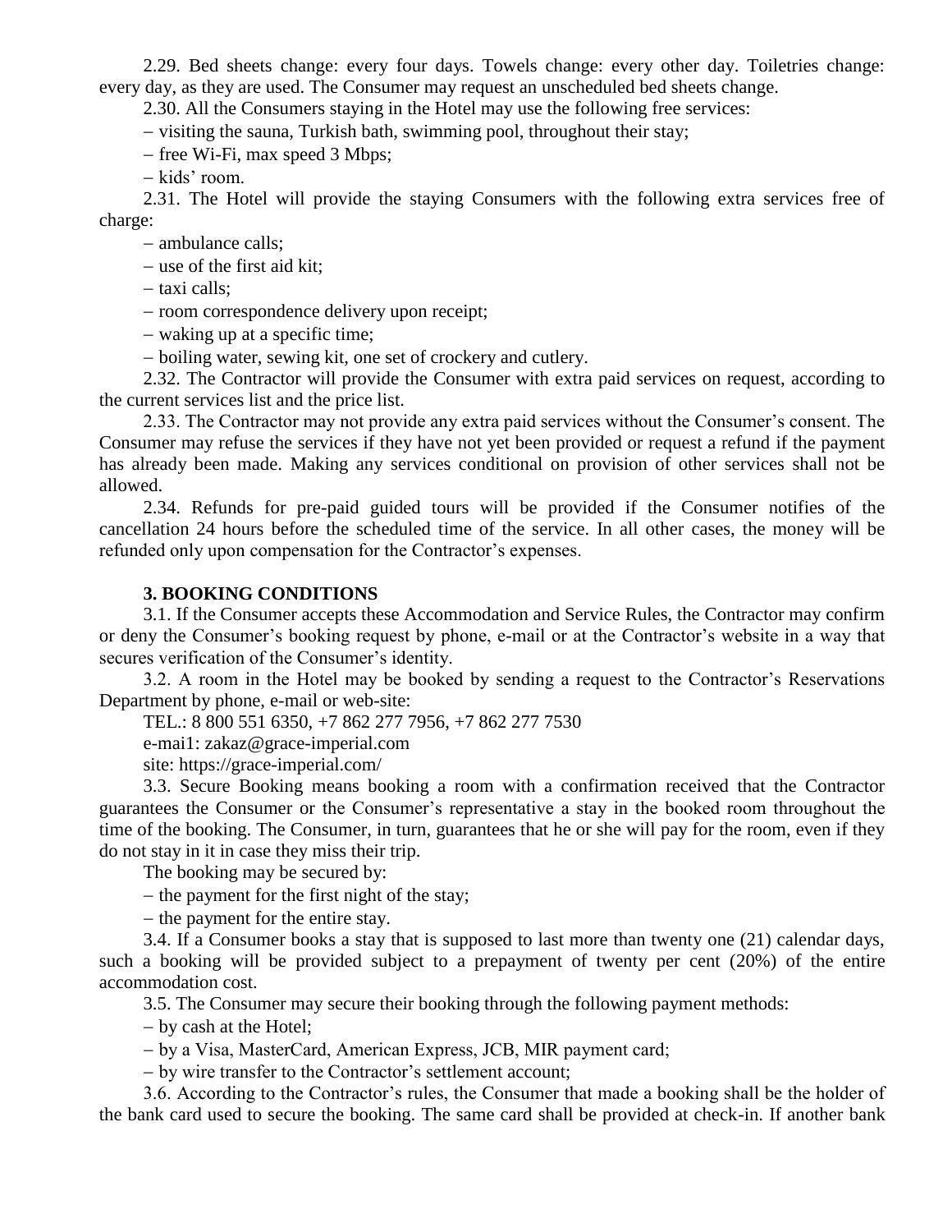2.29. Bed sheets change: every four days. Towels change: every other day. Toiletries change: every day, as they are used. The Consumer may request an unscheduled bed sheets change.

2.30. All the Consumers staying in the Hotel may use the following free services:

– visiting the sauna, Turkish bath, swimming pool, throughout their stay;

– free Wi-Fi, max speed 3 Mbps;

– kids' room.

2.31. The Hotel will provide the staying Consumers with the following extra services free of charge:

– ambulance calls;

– use of the first aid kit;

– taxi calls;

– room correspondence delivery upon receipt;

– waking up at a specific time;

– boiling water, sewing kit, one set of crockery and cutlery.

2.32. The Contractor will provide the Consumer with extra paid services on request, according to the current services list and the price list.

2.33. The Contractor may not provide any extra paid services without the Consumer's consent. The Consumer may refuse the services if they have not yet been provided or request a refund if the payment has already been made. Making any services conditional on provision of other services shall not be allowed.

2.34. Refunds for pre-paid guided tours will be provided if the Consumer notifies of the cancellation 24 hours before the scheduled time of the service. In all other cases, the money will be refunded only upon compensation for the Contractor's expenses.

**3. BOOKING CONDITIONS**

3.1. If the Consumer accepts these Accommodation and Service Rules, the Contractor may confirm or deny the Consumer's booking request by phone, e-mail or at the Contractor's website in a way that secures verification of the Consumer's identity.

3.2. A room in the Hotel may be booked by sending a request to the Contractor's Reservations Department by phone, e-mail or web-site:

TEL.: 8 800 551 6350, +7 862 277 7956, +7 862 277 7530

e-mai1: zakaz@grace-imperial.com

site: https://grace-imperial.com/

3.3. Secure Booking means booking a room with a confirmation received that the Contractor guarantees the Consumer or the Consumer's representative a stay in the booked room throughout the time of the booking. The Consumer, in turn, guarantees that he or she will pay for the room, even if they do not stay in it in case they miss their trip.

The booking may be secured by:

– the payment for the first night of the stay;

– the payment for the entire stay.

3.4. If a Consumer books a stay that is supposed to last more than twenty one (21) calendar days, such a booking will be provided subject to a prepayment of twenty per cent (20%) of the entire accommodation cost.

3.5. The Consumer may secure their booking through the following payment methods:

– by cash at the Hotel;

– by a Visa, MasterCard, American Express, JCB, MIR payment card;

– by wire transfer to the Contractor's settlement account;

3.6. According to the Contractor's rules, the Consumer that made a booking shall be the holder of the bank card used to secure the booking. The same card shall be provided at check-in. If another bank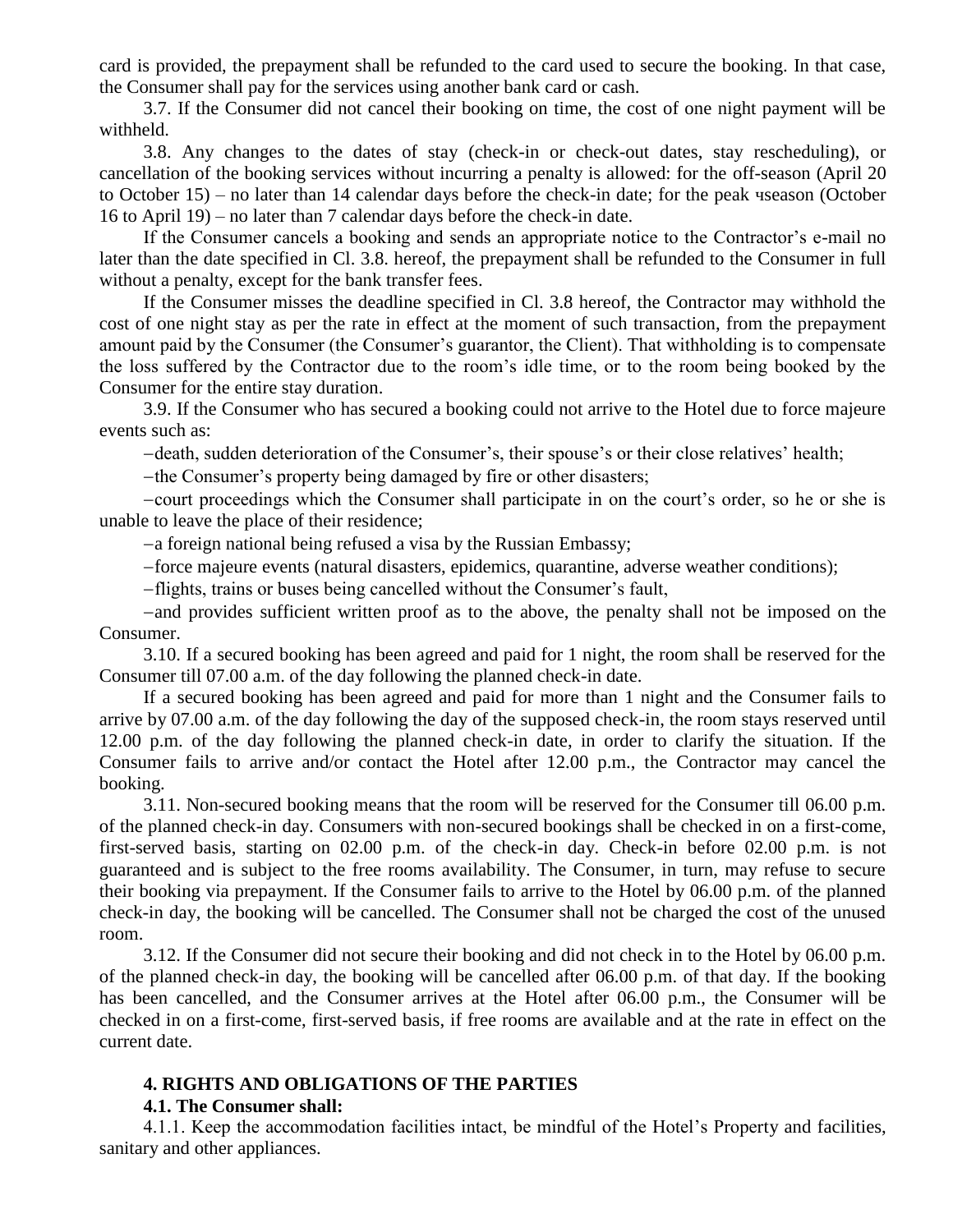card is provided, the prepayment shall be refunded to the card used to secure the booking. In that case, the Consumer shall pay for the services using another bank card or cash.

3.7. If the Consumer did not cancel their booking on time, the cost of one night payment will be withheld.

3.8. Any changes to the dates of stay (check-in or check-out dates, stay rescheduling), or cancellation of the booking services without incurring a penalty is allowed: for the off-season (April 20 to October 15) – no later than 14 calendar days before the check-in date; for the peak чseason (October 16 to April 19) – no later than 7 calendar days before the check-in date.

If the Consumer cancels a booking and sends an appropriate notice to the Contractor's e-mail no later than the date specified in Cl. 3.8. hereof, the prepayment shall be refunded to the Consumer in full without a penalty, except for the bank transfer fees.

If the Consumer misses the deadline specified in Cl. 3.8 hereof, the Contractor may withhold the cost of one night stay as per the rate in effect at the moment of such transaction, from the prepayment amount paid by the Consumer (the Consumer's guarantor, the Client). That withholding is to compensate the loss suffered by the Contractor due to the room's idle time, or to the room being booked by the Consumer for the entire stay duration.

3.9. If the Consumer who has secured a booking could not arrive to the Hotel due to force majeure events such as:

- death, sudden deterioration of the Consumer's, their spouse's or their close relatives' health;
- the Consumer's property being damaged by fire or other disasters;
- court proceedings which the Consumer shall participate in on the court's order, so he or she is unable to leave the place of their residence;
- a foreign national being refused a visa by the Russian Embassy;
- force majeure events (natural disasters, epidemics, quarantine, adverse weather conditions);
- flights, trains or buses being cancelled without the Consumer's fault,
- and provides sufficient written proof as to the above, the penalty shall not be imposed on the Consumer.

3.10. If a secured booking has been agreed and paid for 1 night, the room shall be reserved for the Consumer till 07.00 a.m. of the day following the planned check-in date.

If a secured booking has been agreed and paid for more than 1 night and the Consumer fails to arrive by 07.00 a.m. of the day following the day of the supposed check-in, the room stays reserved until 12.00 p.m. of the day following the planned check-in date, in order to clarify the situation. If the Consumer fails to arrive and/or contact the Hotel after 12.00 p.m., the Contractor may cancel the booking.

3.11. Non-secured booking means that the room will be reserved for the Consumer till 06.00 p.m. of the planned check-in day. Consumers with non-secured bookings shall be checked in on a first-come, first-served basis, starting on 02.00 p.m. of the check-in day. Check-in before 02.00 p.m. is not guaranteed and is subject to the free rooms availability. The Consumer, in turn, may refuse to secure their booking via prepayment. If the Consumer fails to arrive to the Hotel by 06.00 p.m. of the planned check-in day, the booking will be cancelled. The Consumer shall not be charged the cost of the unused room.

3.12. If the Consumer did not secure their booking and did not check in to the Hotel by 06.00 p.m. of the planned check-in day, the booking will be cancelled after 06.00 p.m. of that day. If the booking has been cancelled, and the Consumer arrives at the Hotel after 06.00 p.m., the Consumer will be checked in on a first-come, first-served basis, if free rooms are available and at the rate in effect on the current date.

## 4. RIGHTS AND OBLIGATIONS OF THE PARTIES

**4.1. The Consumer shall:**

4.1.1. Keep the accommodation facilities intact, be mindful of the Hotel's Property and facilities, sanitary and other appliances.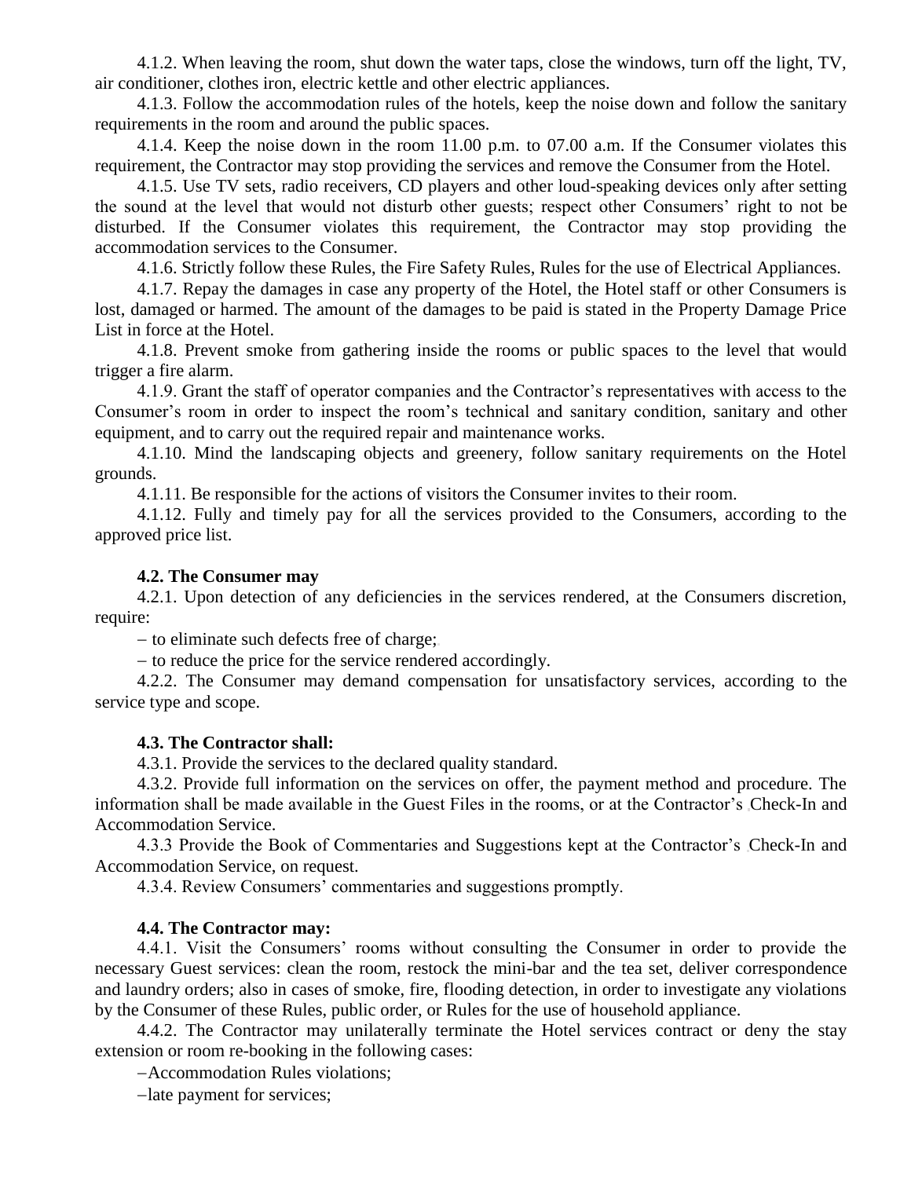4.1.2. When leaving the room, shut down the water taps, close the windows, turn off the light, TV, air conditioner, clothes iron, electric kettle and other electric appliances.

4.1.3. Follow the accommodation rules of the hotels, keep the noise down and follow the sanitary requirements in the room and around the public spaces.

4.1.4. Keep the noise down in the room 11.00 p.m. to 07.00 a.m. If the Consumer violates this requirement, the Contractor may stop providing the services and remove the Consumer from the Hotel.

4.1.5. Use TV sets, radio receivers, CD players and other loud-speaking devices only after setting the sound at the level that would not disturb other guests; respect other Consumers' right to not be disturbed. If the Consumer violates this requirement, the Contractor may stop providing the accommodation services to the Consumer.

4.1.6. Strictly follow these Rules, the Fire Safety Rules, Rules for the use of Electrical Appliances.

4.1.7. Repay the damages in case any property of the Hotel, the Hotel staff or other Consumers is lost, damaged or harmed. The amount of the damages to be paid is stated in the Property Damage Price List in force at the Hotel.

4.1.8. Prevent smoke from gathering inside the rooms or public spaces to the level that would trigger a fire alarm.

4.1.9. Grant the staff of operator companies and the Contractor's representatives with access to the Consumer's room in order to inspect the room's technical and sanitary condition, sanitary and other equipment, and to carry out the required repair and maintenance works.

4.1.10. Mind the landscaping objects and greenery, follow sanitary requirements on the Hotel grounds.

4.1.11. Be responsible for the actions of visitors the Consumer invites to their room.

4.1.12. Fully and timely pay for all the services provided to the Consumers, according to the approved price list.

**4.2. The Consumer may**

4.2.1. Upon detection of any deficiencies in the services rendered, at the Consumers discretion, require:

– to eliminate such defects free of charge;

– to reduce the price for the service rendered accordingly.

4.2.2. The Consumer may demand compensation for unsatisfactory services, according to the service type and scope.

**4.3. The Contractor shall:**

4.3.1. Provide the services to the declared quality standard.

4.3.2. Provide full information on the services on offer, the payment method and procedure. The information shall be made available in the Guest Files in the rooms, or at the Contractor's Check-In and Accommodation Service.

4.3.3 Provide the Book of Commentaries and Suggestions kept at the Contractor's Check-In and Accommodation Service, on request.

4.3.4. Review Consumers' commentaries and suggestions promptly.

**4.4. The Contractor may:**

4.4.1. Visit the Consumers' rooms without consulting the Consumer in order to provide the necessary Guest services: clean the room, restock the mini-bar and the tea set, deliver correspondence and laundry orders; also in cases of smoke, fire, flooding detection, in order to investigate any violations by the Consumer of these Rules, public order, or Rules for the use of household appliance.

4.4.2. The Contractor may unilaterally terminate the Hotel services contract or deny the stay extension or room re-booking in the following cases:

–Accommodation Rules violations;

–late payment for services;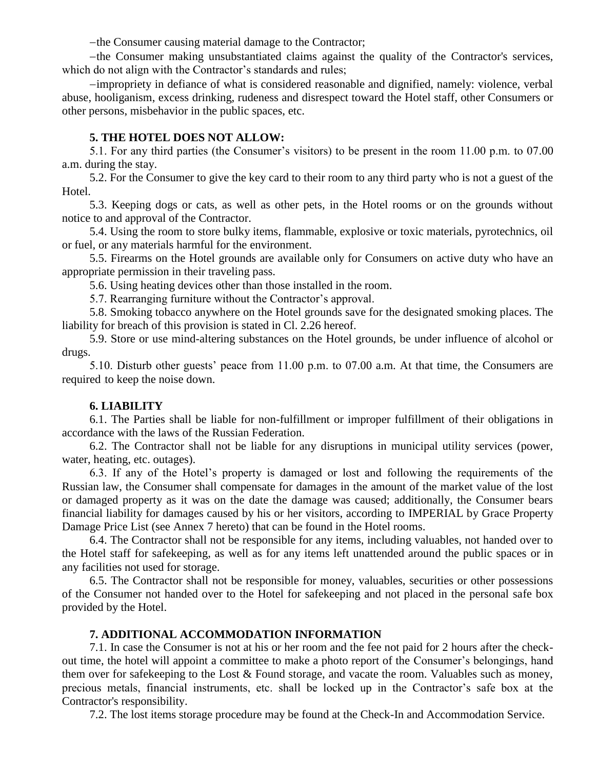–the Consumer causing material damage to the Contractor;

–the Consumer making unsubstantiated claims against the quality of the Contractor's services, which do not align with the Contractor’s standards and rules;

–impropriety in defiance of what is considered reasonable and dignified, namely: violence, verbal abuse, hooliganism, excess drinking, rudeness and disrespect toward the Hotel staff, other Consumers or other persons, misbehavior in the public spaces, etc.

## 5. THE HOTEL DOES NOT ALLOW:

5.1. For any third parties (the Consumer’s visitors) to be present in the room 11.00 p.m. to 07.00 a.m. during the stay.

5.2. For the Consumer to give the key card to their room to any third party who is not a guest of the Hotel.

5.3. Keeping dogs or cats, as well as other pets, in the Hotel rooms or on the grounds without notice to and approval of the Contractor.

5.4. Using the room to store bulky items, flammable, explosive or toxic materials, pyrotechnics, oil or fuel, or any materials harmful for the environment.

5.5. Firearms on the Hotel grounds are available only for Consumers on active duty who have an appropriate permission in their traveling pass.

5.6. Using heating devices other than those installed in the room.

5.7. Rearranging furniture without the Contractor’s approval.

5.8. Smoking tobacco anywhere on the Hotel grounds save for the designated smoking places. The liability for breach of this provision is stated in Cl. 2.26 hereof.

5.9. Store or use mind-altering substances on the Hotel grounds, be under influence of alcohol or drugs.

5.10. Disturb other guests’ peace from 11.00 p.m. to 07.00 a.m. At that time, the Consumers are required to keep the noise down.

## 6. LIABILITY

6.1. The Parties shall be liable for non-fulfillment or improper fulfillment of their obligations in accordance with the laws of the Russian Federation.

6.2. The Contractor shall not be liable for any disruptions in municipal utility services (power, water, heating, etc. outages).

6.3. If any of the Hotel’s property is damaged or lost and following the requirements of the Russian law, the Consumer shall compensate for damages in the amount of the market value of the lost or damaged property as it was on the date the damage was caused; additionally, the Consumer bears financial liability for damages caused by his or her visitors, according to IMPERIAL by Grace Property Damage Price List (see Annex 7 hereto) that can be found in the Hotel rooms.

6.4. The Contractor shall not be responsible for any items, including valuables, not handed over to the Hotel staff for safekeeping, as well as for any items left unattended around the public spaces or in any facilities not used for storage.

6.5. The Contractor shall not be responsible for money, valuables, securities or other possessions of the Consumer not handed over to the Hotel for safekeeping and not placed in the personal safe box provided by the Hotel.

## 7. ADDITIONAL ACCOMMODATION INFORMATION

7.1. In case the Consumer is not at his or her room and the fee not paid for 2 hours after the check-out time, the hotel will appoint a committee to make a photo report of the Consumer’s belongings, hand them over for safekeeping to the Lost & Found storage, and vacate the room. Valuables such as money, precious metals, financial instruments, etc. shall be locked up in the Contractor’s safe box at the Contractor's responsibility.

7.2. The lost items storage procedure may be found at the Check-In and Accommodation Service.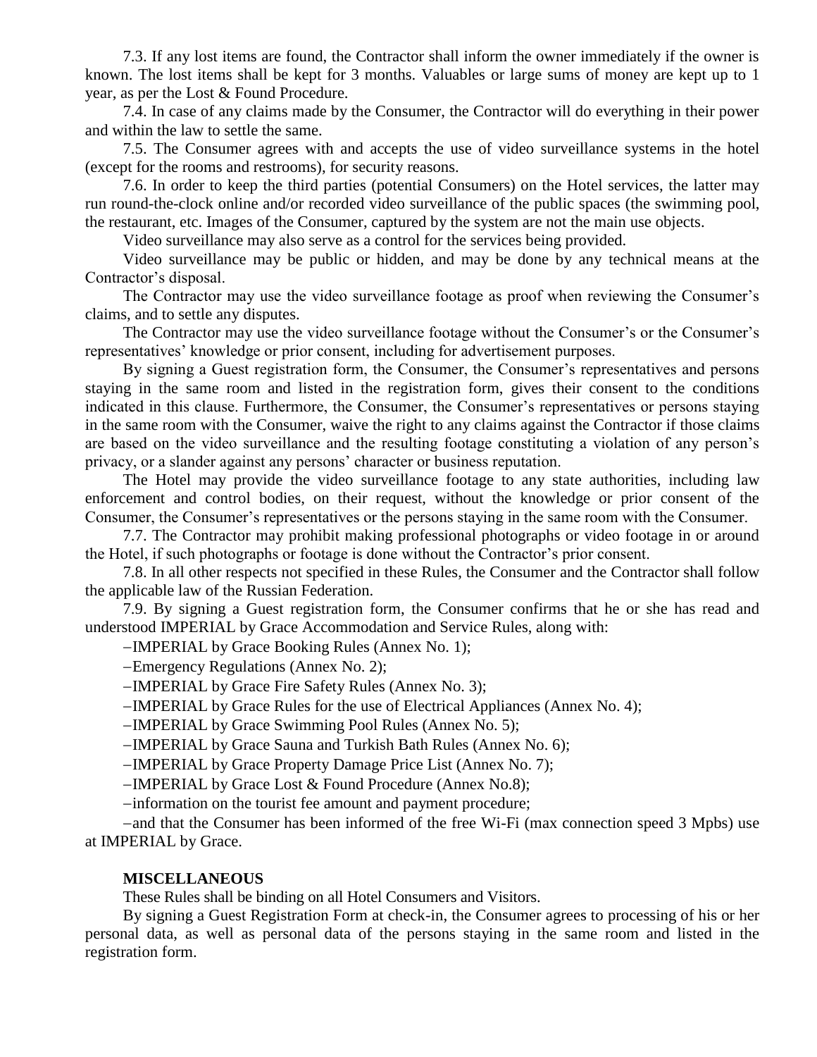7.3. If any lost items are found, the Contractor shall inform the owner immediately if the owner is known. The lost items shall be kept for 3 months. Valuables or large sums of money are kept up to 1 year, as per the Lost & Found Procedure.

7.4. In case of any claims made by the Consumer, the Contractor will do everything in their power and within the law to settle the same.

7.5. The Consumer agrees with and accepts the use of video surveillance systems in the hotel (except for the rooms and restrooms), for security reasons.

7.6. In order to keep the third parties (potential Consumers) on the Hotel services, the latter may run round-the-clock online and/or recorded video surveillance of the public spaces (the swimming pool, the restaurant, etc. Images of the Consumer, captured by the system are not the main use objects.

Video surveillance may also serve as a control for the services being provided.

Video surveillance may be public or hidden, and may be done by any technical means at the Contractor's disposal.

The Contractor may use the video surveillance footage as proof when reviewing the Consumer's claims, and to settle any disputes.

The Contractor may use the video surveillance footage without the Consumer's or the Consumer's representatives' knowledge or prior consent, including for advertisement purposes.

By signing a Guest registration form, the Consumer, the Consumer's representatives and persons staying in the same room and listed in the registration form, gives their consent to the conditions indicated in this clause. Furthermore, the Consumer, the Consumer's representatives or persons staying in the same room with the Consumer, waive the right to any claims against the Contractor if those claims are based on the video surveillance and the resulting footage constituting a violation of any person's privacy, or a slander against any persons' character or business reputation.

The Hotel may provide the video surveillance footage to any state authorities, including law enforcement and control bodies, on their request, without the knowledge or prior consent of the Consumer, the Consumer's representatives or the persons staying in the same room with the Consumer.

7.7. The Contractor may prohibit making professional photographs or video footage in or around the Hotel, if such photographs or footage is done without the Contractor's prior consent.

7.8. In all other respects not specified in these Rules, the Consumer and the Contractor shall follow the applicable law of the Russian Federation.

7.9. By signing a Guest registration form, the Consumer confirms that he or she has read and understood IMPERIAL by Grace Accommodation and Service Rules, along with:

- IMPERIAL by Grace Booking Rules (Annex No. 1);
- Emergency Regulations (Annex No. 2);
- IMPERIAL by Grace Fire Safety Rules (Annex No. 3);
- IMPERIAL by Grace Rules for the use of Electrical Appliances (Annex No. 4);
- IMPERIAL by Grace Swimming Pool Rules (Annex No. 5);
- IMPERIAL by Grace Sauna and Turkish Bath Rules (Annex No. 6);
- IMPERIAL by Grace Property Damage Price List (Annex No. 7);
- IMPERIAL by Grace Lost & Found Procedure (Annex No.8);
- information on the tourist fee amount and payment procedure;
- and that the Consumer has been informed of the free Wi-Fi (max connection speed 3 Mpbs) use at IMPERIAL by Grace.

**MISCELLANEOUS**

These Rules shall be binding on all Hotel Consumers and Visitors.

By signing a Guest Registration Form at check-in, the Consumer agrees to processing of his or her personal data, as well as personal data of the persons staying in the same room and listed in the registration form.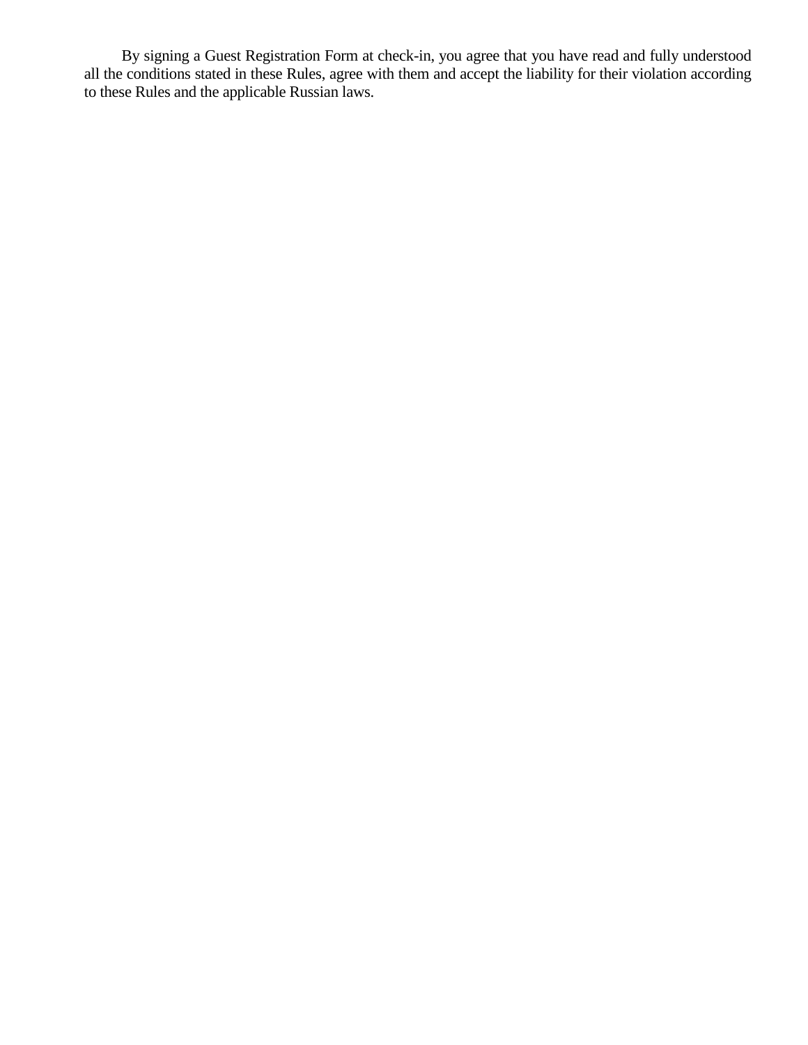By signing a Guest Registration Form at check-in, you agree that you have read and fully understood all the conditions stated in these Rules, agree with them and accept the liability for their violation according to these Rules and the applicable Russian laws.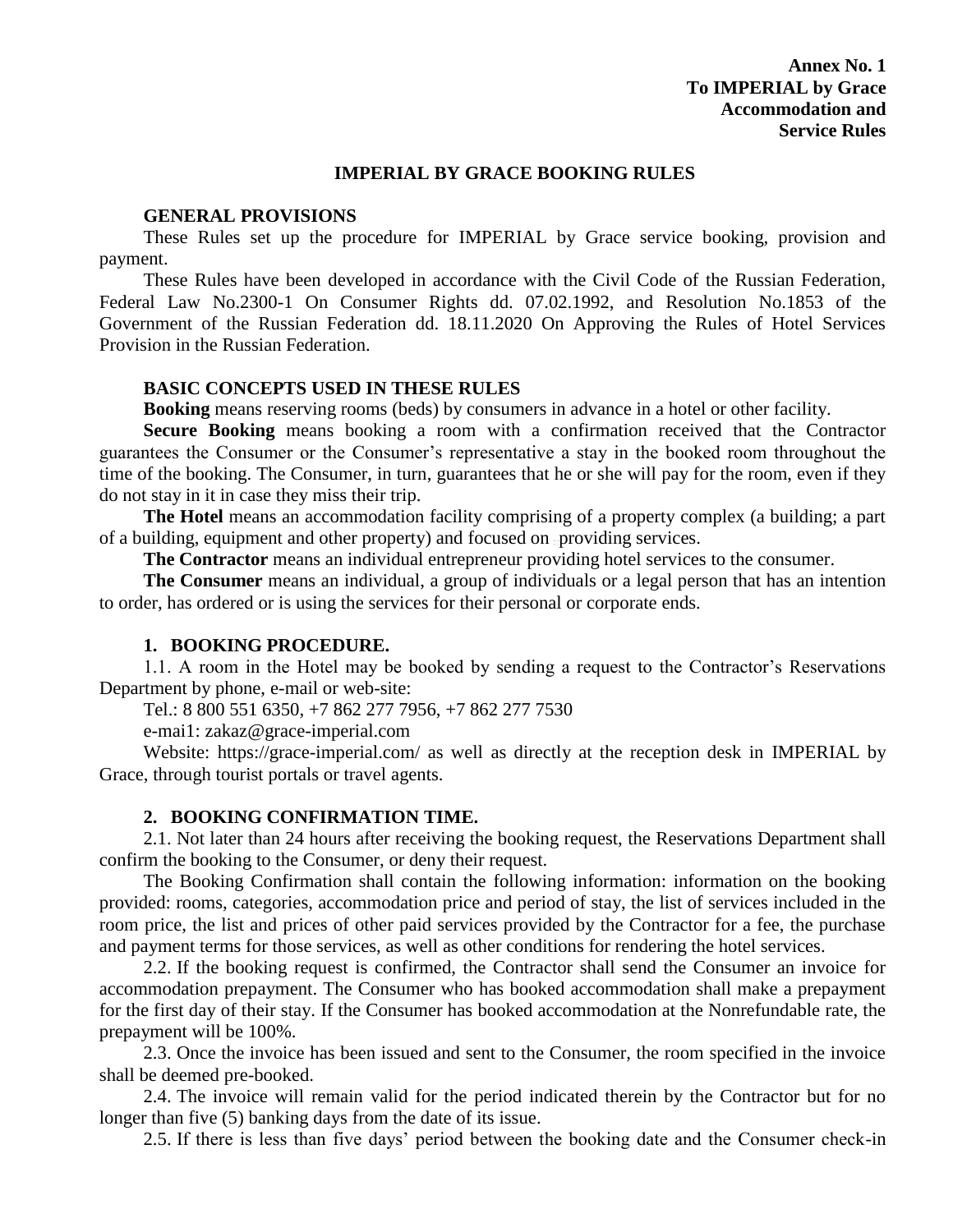**Annex No. 1**
**To IMPERIAL by Grace**
**Accommodation and**
**Service Rules**

## IMPERIAL BY GRACE BOOKING RULES

### GENERAL PROVISIONS

These Rules set up the procedure for IMPERIAL by Grace service booking, provision and payment.

These Rules have been developed in accordance with the Civil Code of the Russian Federation, Federal Law No.2300-1 On Consumer Rights dd. 07.02.1992, and Resolution No.1853 of the Government of the Russian Federation dd. 18.11.2020 On Approving the Rules of Hotel Services Provision in the Russian Federation.

### BASIC CONCEPTS USED IN THESE RULES

**Booking** means reserving rooms (beds) by consumers in advance in a hotel or other facility.

**Secure Booking** means booking a room with a confirmation received that the Contractor guarantees the Consumer or the Consumer's representative a stay in the booked room throughout the time of the booking. The Consumer, in turn, guarantees that he or she will pay for the room, even if they do not stay in it in case they miss their trip.

**The Hotel** means an accommodation facility comprising of a property complex (a building; a part of a building, equipment and other property) and focused on providing services.

**The Contractor** means an individual entrepreneur providing hotel services to the consumer.

**The Consumer** means an individual, a group of individuals or a legal person that has an intention to order, has ordered or is using the services for their personal or corporate ends.

### 1. BOOKING PROCEDURE.

1.1. A room in the Hotel may be booked by sending a request to the Contractor's Reservations Department by phone, e-mail or web-site:

Tel.: 8 800 551 6350, +7 862 277 7956, +7 862 277 7530

e-mai1: zakaz@grace-imperial.com

Website: https://grace-imperial.com/ as well as directly at the reception desk in IMPERIAL by Grace, through tourist portals or travel agents.

### 2. BOOKING CONFIRMATION TIME.

2.1. Not later than 24 hours after receiving the booking request, the Reservations Department shall confirm the booking to the Consumer, or deny their request.

The Booking Confirmation shall contain the following information: information on the booking provided: rooms, categories, accommodation price and period of stay, the list of services included in the room price, the list and prices of other paid services provided by the Contractor for a fee, the purchase and payment terms for those services, as well as other conditions for rendering the hotel services.

2.2. If the booking request is confirmed, the Contractor shall send the Consumer an invoice for accommodation prepayment. The Consumer who has booked accommodation shall make a prepayment for the first day of their stay. If the Consumer has booked accommodation at the Nonrefundable rate, the prepayment will be 100%.

2.3. Once the invoice has been issued and sent to the Consumer, the room specified in the invoice shall be deemed pre-booked.

2.4. The invoice will remain valid for the period indicated therein by the Contractor but for no longer than five (5) banking days from the date of its issue.

2.5. If there is less than five days' period between the booking date and the Consumer check-in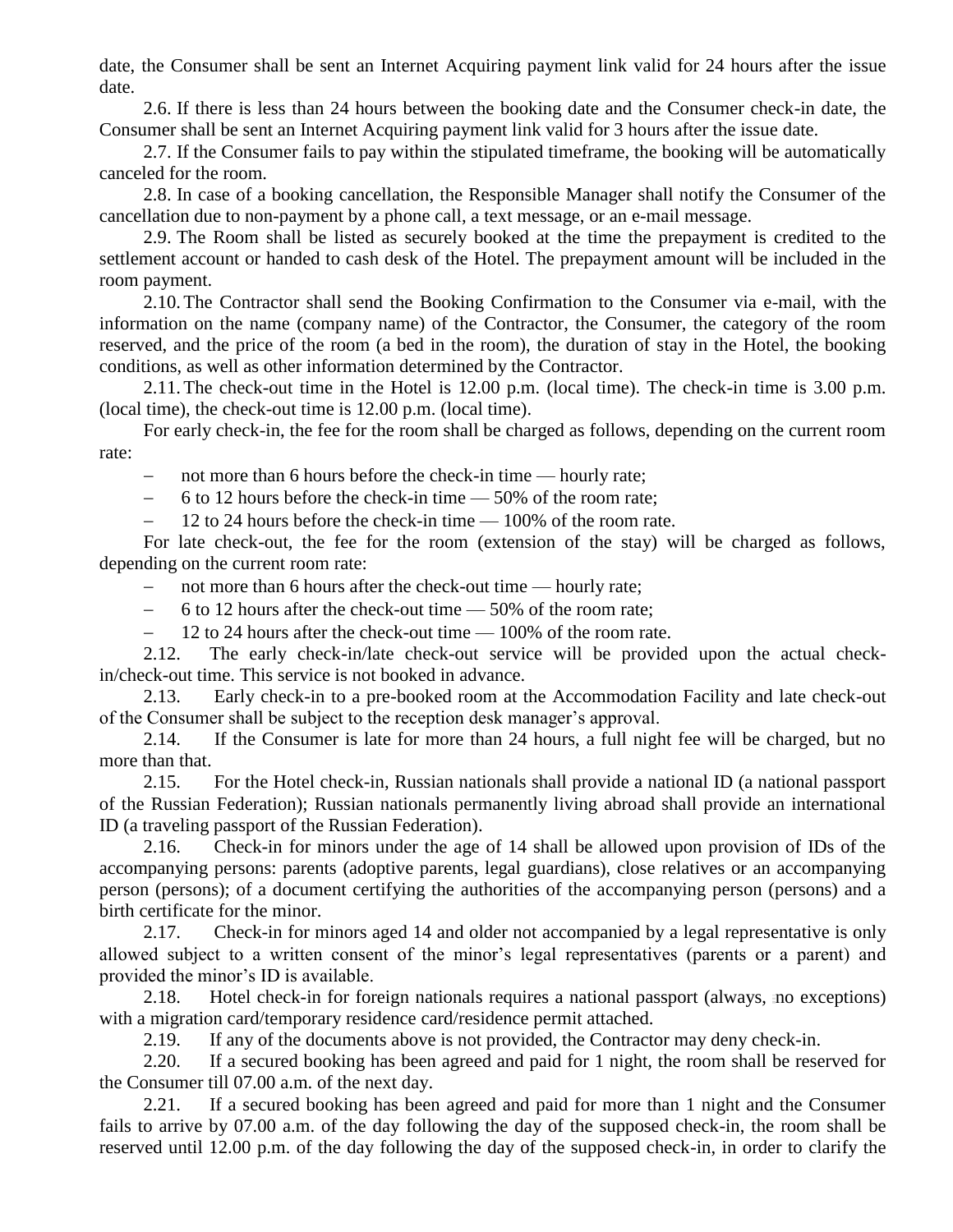date, the Consumer shall be sent an Internet Acquiring payment link valid for 24 hours after the issue date.

2.6. If there is less than 24 hours between the booking date and the Consumer check-in date, the Consumer shall be sent an Internet Acquiring payment link valid for 3 hours after the issue date.

2.7. If the Consumer fails to pay within the stipulated timeframe, the booking will be automatically canceled for the room.

2.8. In case of a booking cancellation, the Responsible Manager shall notify the Consumer of the cancellation due to non-payment by a phone call, a text message, or an e-mail message.

2.9. The Room shall be listed as securely booked at the time the prepayment is credited to the settlement account or handed to cash desk of the Hotel. The prepayment amount will be included in the room payment.

2.10. The Contractor shall send the Booking Confirmation to the Consumer via e-mail, with the information on the name (company name) of the Contractor, the Consumer, the category of the room reserved, and the price of the room (a bed in the room), the duration of stay in the Hotel, the booking conditions, as well as other information determined by the Contractor.

2.11. The check-out time in the Hotel is 12.00 p.m. (local time). The check-in time is 3.00 p.m. (local time), the check-out time is 12.00 p.m. (local time).

For early check-in, the fee for the room shall be charged as follows, depending on the current room rate:

- not more than 6 hours before the check-in time — hourly rate;
- 6 to 12 hours before the check-in time — 50% of the room rate;
- 12 to 24 hours before the check-in time — 100% of the room rate.

For late check-out, the fee for the room (extension of the stay) will be charged as follows, depending on the current room rate:

- not more than 6 hours after the check-out time — hourly rate;
- 6 to 12 hours after the check-out time — 50% of the room rate;
- 12 to 24 hours after the check-out time — 100% of the room rate.

2.12. The early check-in/late check-out service will be provided upon the actual check-in/check-out time. This service is not booked in advance.

2.13. Early check-in to a pre-booked room at the Accommodation Facility and late check-out of the Consumer shall be subject to the reception desk manager's approval.

2.14. If the Consumer is late for more than 24 hours, a full night fee will be charged, but no more than that.

2.15. For the Hotel check-in, Russian nationals shall provide a national ID (a national passport of the Russian Federation); Russian nationals permanently living abroad shall provide an international ID (a traveling passport of the Russian Federation).

2.16. Check-in for minors under the age of 14 shall be allowed upon provision of IDs of the accompanying persons: parents (adoptive parents, legal guardians), close relatives or an accompanying person (persons); of a document certifying the authorities of the accompanying person (persons) and a birth certificate for the minor.

2.17. Check-in for minors aged 14 and older not accompanied by a legal representative is only allowed subject to a written consent of the minor's legal representatives (parents or a parent) and provided the minor's ID is available.

2.18. Hotel check-in for foreign nationals requires a national passport (always, no exceptions) with a migration card/temporary residence card/residence permit attached.

2.19. If any of the documents above is not provided, the Contractor may deny check-in.

2.20. If a secured booking has been agreed and paid for 1 night, the room shall be reserved for the Consumer till 07.00 a.m. of the next day.

2.21. If a secured booking has been agreed and paid for more than 1 night and the Consumer fails to arrive by 07.00 a.m. of the day following the day of the supposed check-in, the room shall be reserved until 12.00 p.m. of the day following the day of the supposed check-in, in order to clarify the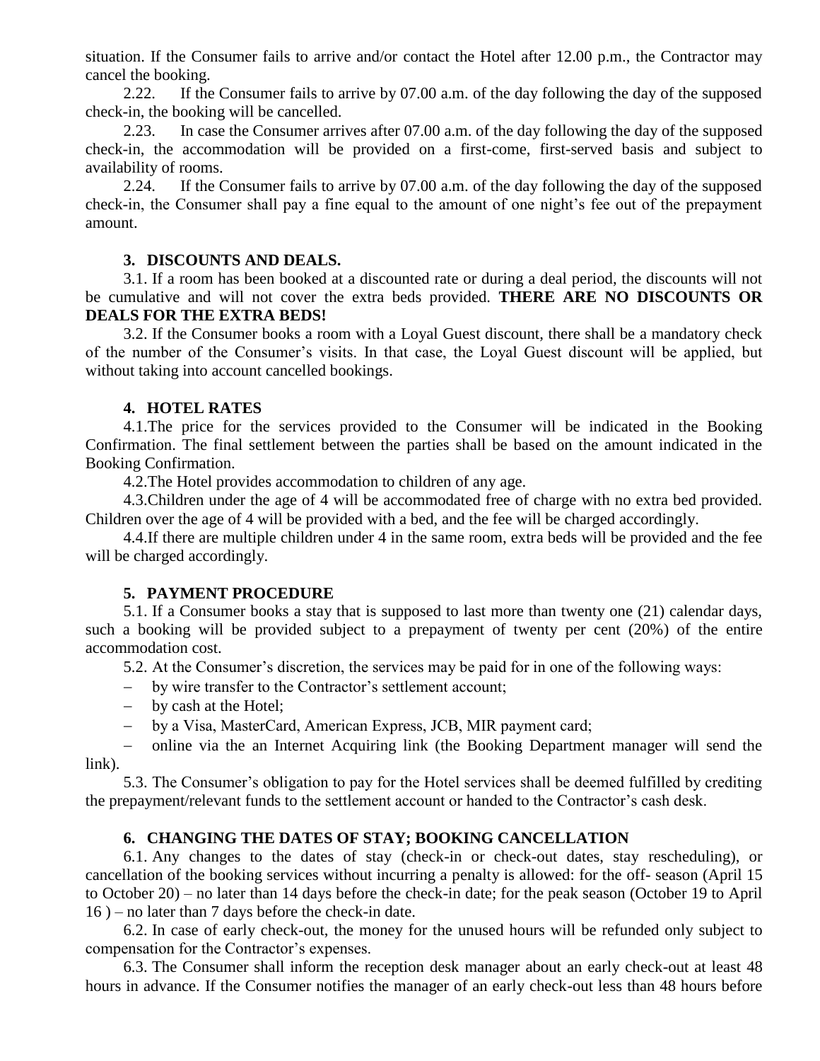situation. If the Consumer fails to arrive and/or contact the Hotel after 12.00 p.m., the Contractor may cancel the booking.

2.22. If the Consumer fails to arrive by 07.00 a.m. of the day following the day of the supposed check-in, the booking will be cancelled.

2.23. In case the Consumer arrives after 07.00 a.m. of the day following the day of the supposed check-in, the accommodation will be provided on a first-come, first-served basis and subject to availability of rooms.

2.24. If the Consumer fails to arrive by 07.00 a.m. of the day following the day of the supposed check-in, the Consumer shall pay a fine equal to the amount of one night's fee out of the prepayment amount.

### 3. DISCOUNTS AND DEALS.

3.1. If a room has been booked at a discounted rate or during a deal period, the discounts will not be cumulative and will not cover the extra beds provided. **THERE ARE NO DISCOUNTS OR DEALS FOR THE EXTRA BEDS!**

3.2. If the Consumer books a room with a Loyal Guest discount, there shall be a mandatory check of the number of the Consumer's visits. In that case, the Loyal Guest discount will be applied, but without taking into account cancelled bookings.

### 4. HOTEL RATES

4.1.The price for the services provided to the Consumer will be indicated in the Booking Confirmation. The final settlement between the parties shall be based on the amount indicated in the Booking Confirmation.

4.2.The Hotel provides accommodation to children of any age.

4.3.Children under the age of 4 will be accommodated free of charge with no extra bed provided. Children over the age of 4 will be provided with a bed, and the fee will be charged accordingly.

4.4.If there are multiple children under 4 in the same room, extra beds will be provided and the fee will be charged accordingly.

### 5. PAYMENT PROCEDURE

5.1. If a Consumer books a stay that is supposed to last more than twenty one (21) calendar days, such a booking will be provided subject to a prepayment of twenty per cent (20%) of the entire accommodation cost.

5.2. At the Consumer's discretion, the services may be paid for in one of the following ways:

- by wire transfer to the Contractor's settlement account;
- by cash at the Hotel;
- by a Visa, MasterCard, American Express, JCB, MIR payment card;
- online via the an Internet Acquiring link (the Booking Department manager will send the link).

5.3. The Consumer's obligation to pay for the Hotel services shall be deemed fulfilled by crediting the prepayment/relevant funds to the settlement account or handed to the Contractor's cash desk.

### 6. CHANGING THE DATES OF STAY; BOOKING CANCELLATION

6.1. Any changes to the dates of stay (check-in or check-out dates, stay rescheduling), or cancellation of the booking services without incurring a penalty is allowed: for the off- season (April 15 to October 20) – no later than 14 days before the check-in date; for the peak season (October 19 to April 16 ) – no later than 7 days before the check-in date.

6.2. In case of early check-out, the money for the unused hours will be refunded only subject to compensation for the Contractor's expenses.

6.3. The Consumer shall inform the reception desk manager about an early check-out at least 48 hours in advance. If the Consumer notifies the manager of an early check-out less than 48 hours before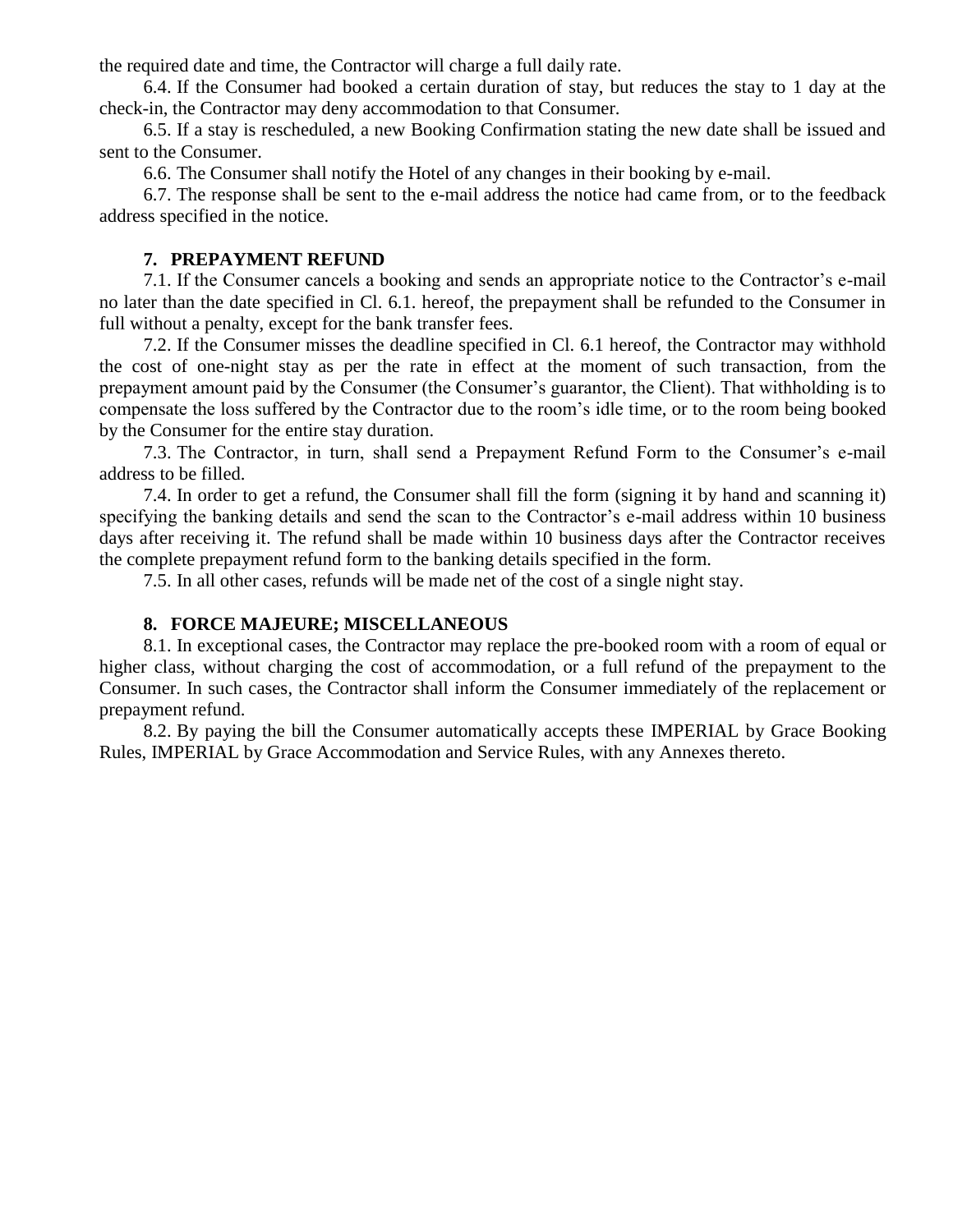the required date and time, the Contractor will charge a full daily rate.

6.4. If the Consumer had booked a certain duration of stay, but reduces the stay to 1 day at the check-in, the Contractor may deny accommodation to that Consumer.

6.5. If a stay is rescheduled, a new Booking Confirmation stating the new date shall be issued and sent to the Consumer.

6.6. The Consumer shall notify the Hotel of any changes in their booking by e-mail.

6.7. The response shall be sent to the e-mail address the notice had came from, or to the feedback address specified in the notice.

### 7. PREPAYMENT REFUND

7.1. If the Consumer cancels a booking and sends an appropriate notice to the Contractor's e-mail no later than the date specified in Cl. 6.1. hereof, the prepayment shall be refunded to the Consumer in full without a penalty, except for the bank transfer fees.

7.2. If the Consumer misses the deadline specified in Cl. 6.1 hereof, the Contractor may withhold the cost of one-night stay as per the rate in effect at the moment of such transaction, from the prepayment amount paid by the Consumer (the Consumer's guarantor, the Client). That withholding is to compensate the loss suffered by the Contractor due to the room's idle time, or to the room being booked by the Consumer for the entire stay duration.

7.3. The Contractor, in turn, shall send a Prepayment Refund Form to the Consumer's e-mail address to be filled.

7.4. In order to get a refund, the Consumer shall fill the form (signing it by hand and scanning it) specifying the banking details and send the scan to the Contractor's e-mail address within 10 business days after receiving it. The refund shall be made within 10 business days after the Contractor receives the complete prepayment refund form to the banking details specified in the form.

7.5. In all other cases, refunds will be made net of the cost of a single night stay.

### 8. FORCE MAJEURE; MISCELLANEOUS

8.1. In exceptional cases, the Contractor may replace the pre-booked room with a room of equal or higher class, without charging the cost of accommodation, or a full refund of the prepayment to the Consumer. In such cases, the Contractor shall inform the Consumer immediately of the replacement or prepayment refund.

8.2. By paying the bill the Consumer automatically accepts these IMPERIAL by Grace Booking Rules, IMPERIAL by Grace Accommodation and Service Rules, with any Annexes thereto.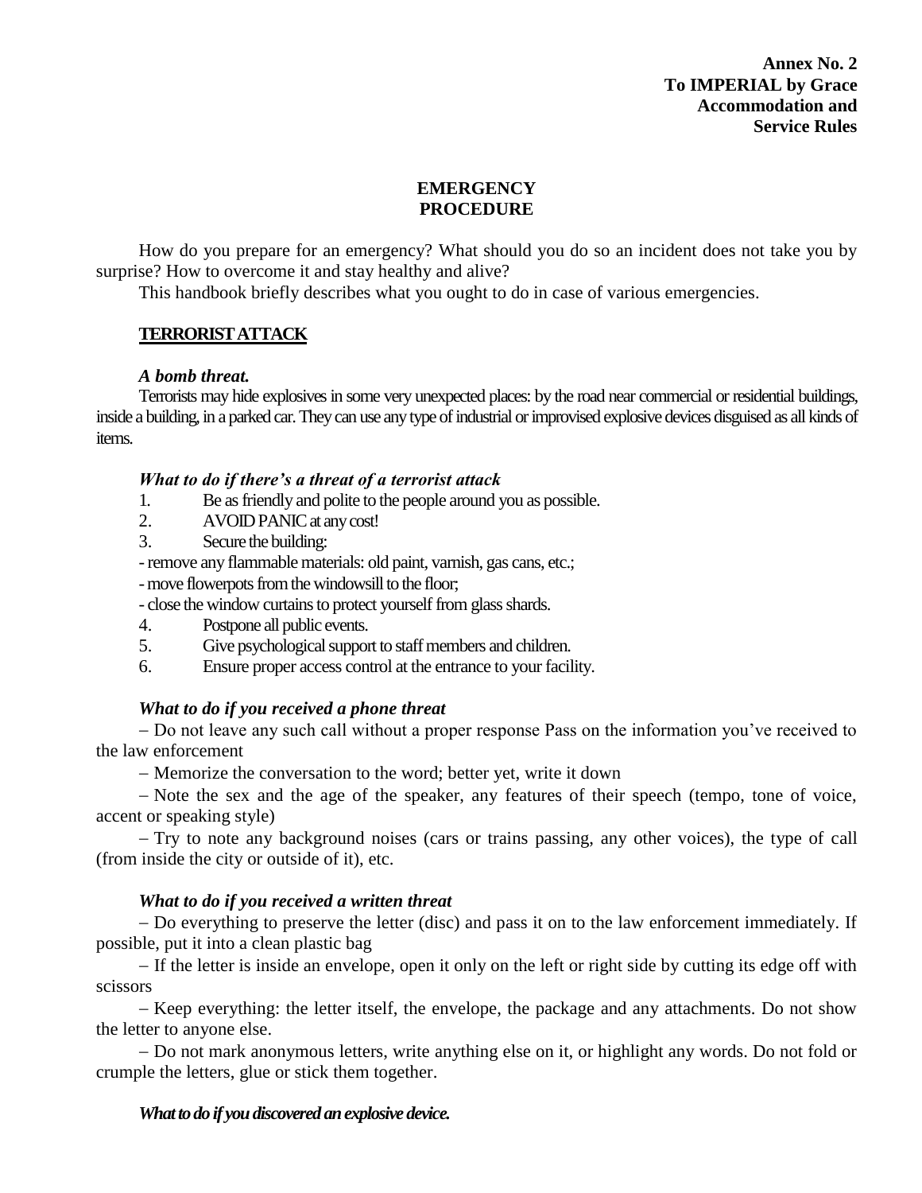**Annex No. 2**
**To IMPERIAL by Grace**
**Accommodation and**
**Service Rules**

# EMERGENCY PROCEDURE

How do you prepare for an emergency? What should you do so an incident does not take you by surprise? How to overcome it and stay healthy and alive?

This handbook briefly describes what you ought to do in case of various emergencies.

## TERRORIST ATTACK

### *A bomb threat.*

Terrorists may hide explosives in some very unexpected places: by the road near commercial or residential buildings, inside a building, in a parked car. They can use any type of industrial or improvised explosive devices disguised as all kinds of items.

### *What to do if there's a threat of a terrorist attack*

1. Be as friendly and polite to the people around you as possible.
2. AVOID PANIC at any cost!
3. Secure the building:

- remove any flammable materials: old paint, varnish, gas cans, etc.;
- move flowerpots from the windowsill to the floor;
- close the window curtains to protect yourself from glass shards.

4. Postpone all public events.
5. Give psychological support to staff members and children.
6. Ensure proper access control at the entrance to your facility.

### *What to do if you received a phone threat*

– Do not leave any such call without a proper response Pass on the information you've received to the law enforcement

– Memorize the conversation to the word; better yet, write it down

– Note the sex and the age of the speaker, any features of their speech (tempo, tone of voice, accent or speaking style)

– Try to note any background noises (cars or trains passing, any other voices), the type of call (from inside the city or outside of it), etc.

### *What to do if you received a written threat*

– Do everything to preserve the letter (disc) and pass it on to the law enforcement immediately. If possible, put it into a clean plastic bag

– If the letter is inside an envelope, open it only on the left or right side by cutting its edge off with scissors

– Keep everything: the letter itself, the envelope, the package and any attachments. Do not show the letter to anyone else.

– Do not mark anonymous letters, write anything else on it, or highlight any words. Do not fold or crumple the letters, glue or stick them together.

### *What to do if you discovered an explosive device.*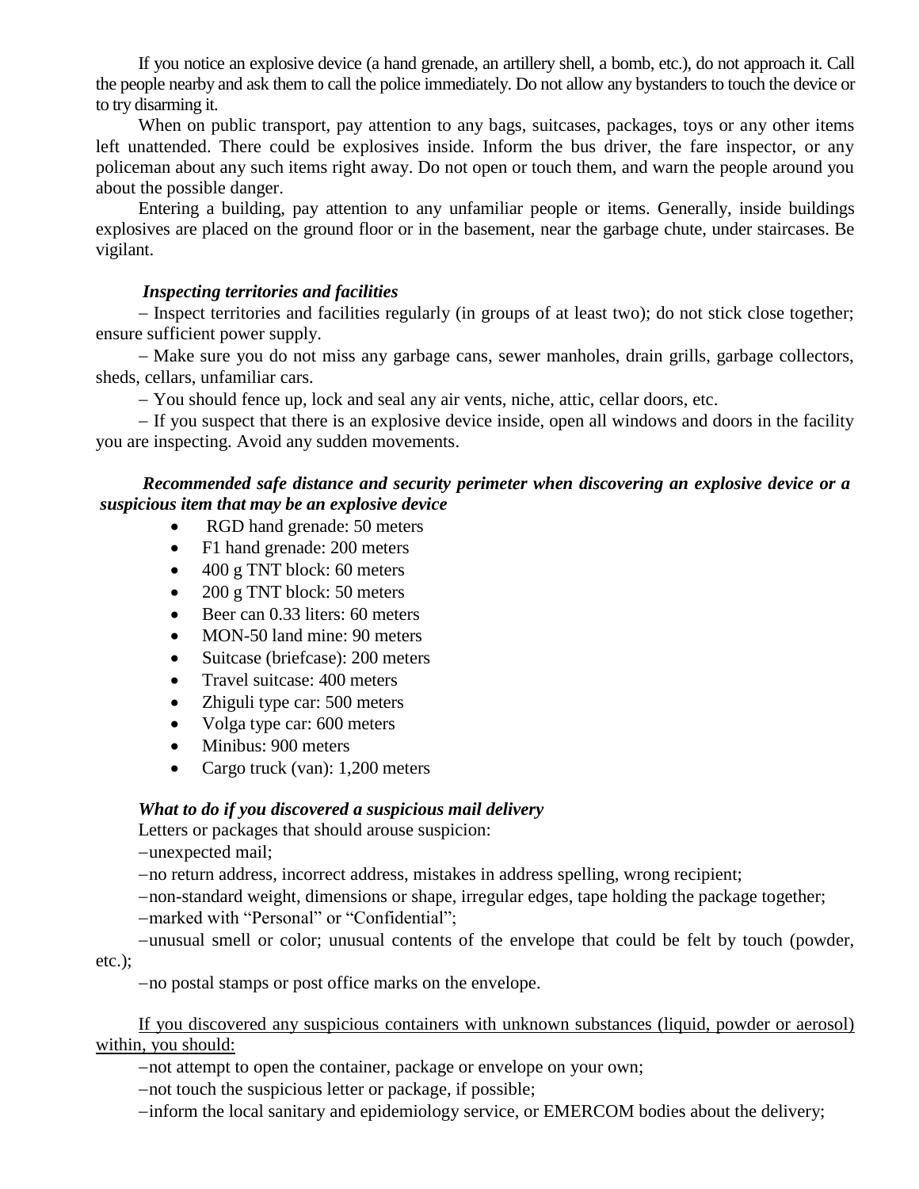If you notice an explosive device (a hand grenade, an artillery shell, a bomb, etc.), do not approach it. Call the people nearby and ask them to call the police immediately. Do not allow any bystanders to touch the device or to try disarming it.

When on public transport, pay attention to any bags, suitcases, packages, toys or any other items left unattended. There could be explosives inside. Inform the bus driver, the fare inspector, or any policeman about any such items right away. Do not open or touch them, and warn the people around you about the possible danger.

Entering a building, pay attention to any unfamiliar people or items. Generally, inside buildings explosives are placed on the ground floor or in the basement, near the garbage chute, under staircases. Be vigilant.

***Inspecting territories and facilities***

– Inspect territories and facilities regularly (in groups of at least two); do not stick close together; ensure sufficient power supply.

– Make sure you do not miss any garbage cans, sewer manholes, drain grills, garbage collectors, sheds, cellars, unfamiliar cars.

– You should fence up, lock and seal any air vents, niche, attic, cellar doors, etc.

– If you suspect that there is an explosive device inside, open all windows and doors in the facility you are inspecting. Avoid any sudden movements.

***Recommended safe distance and security perimeter when discovering an explosive device or a suspicious item that may be an explosive device***

- RGD hand grenade: 50 meters
- F1 hand grenade: 200 meters
- 400 g TNT block: 60 meters
- 200 g TNT block: 50 meters
- Beer can 0.33 liters: 60 meters
- MON-50 land mine: 90 meters
- Suitcase (briefcase): 200 meters
- Travel suitcase: 400 meters
- Zhiguli type car: 500 meters
- Volga type car: 600 meters
- Minibus: 900 meters
- Cargo truck (van): 1,200 meters

***What to do if you discovered a suspicious mail delivery***

Letters or packages that should arouse suspicion:

–unexpected mail;

–no return address, incorrect address, mistakes in address spelling, wrong recipient;

–non-standard weight, dimensions or shape, irregular edges, tape holding the package together;

–marked with "Personal" or "Confidential";

–unusual smell or color; unusual contents of the envelope that could be felt by touch (powder, etc.);

–no postal stamps or post office marks on the envelope.

<u>If you discovered any suspicious containers with unknown substances (liquid, powder or aerosol) within, you should:</u>

–not attempt to open the container, package or envelope on your own;

–not touch the suspicious letter or package, if possible;

–inform the local sanitary and epidemiology service, or EMERCOM bodies about the delivery;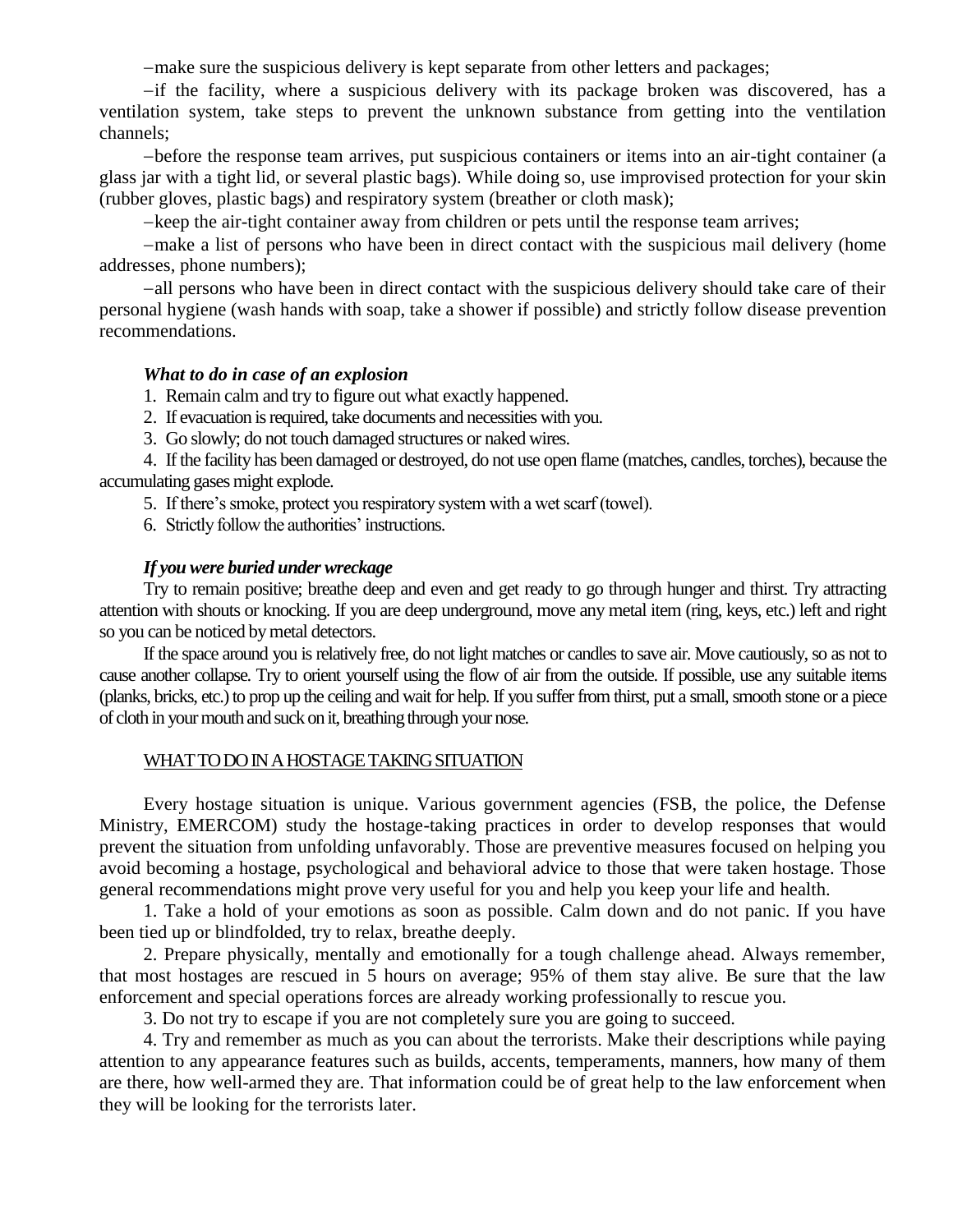–make sure the suspicious delivery is kept separate from other letters and packages;

–if the facility, where a suspicious delivery with its package broken was discovered, has a ventilation system, take steps to prevent the unknown substance from getting into the ventilation channels;

–before the response team arrives, put suspicious containers or items into an air-tight container (a glass jar with a tight lid, or several plastic bags). While doing so, use improvised protection for your skin (rubber gloves, plastic bags) and respiratory system (breather or cloth mask);

–keep the air-tight container away from children or pets until the response team arrives;

–make a list of persons who have been in direct contact with the suspicious mail delivery (home addresses, phone numbers);

–all persons who have been in direct contact with the suspicious delivery should take care of their personal hygiene (wash hands with soap, take a shower if possible) and strictly follow disease prevention recommendations.

***What to do in case of an explosion***

1. Remain calm and try to figure out what exactly happened.
2. If evacuation is required, take documents and necessities with you.
3. Go slowly; do not touch damaged structures or naked wires.
4. If the facility has been damaged or destroyed, do not use open flame (matches, candles, torches), because the accumulating gases might explode.
5. If there's smoke, protect you respiratory system with a wet scarf (towel).
6. Strictly follow the authorities' instructions.

***If you were buried under wreckage***

Try to remain positive; breathe deep and even and get ready to go through hunger and thirst. Try attracting attention with shouts or knocking. If you are deep underground, move any metal item (ring, keys, etc.) left and right so you can be noticed by metal detectors.

If the space around you is relatively free, do not light matches or candles to save air. Move cautiously, so as not to cause another collapse. Try to orient yourself using the flow of air from the outside. If possible, use any suitable items (planks, bricks, etc.) to prop up the ceiling and wait for help. If you suffer from thirst, put a small, smooth stone or a piece of cloth in your mouth and suck on it, breathing through your nose.

WHAT TO DO IN A HOSTAGE TAKING SITUATION

Every hostage situation is unique. Various government agencies (FSB, the police, the Defense Ministry, EMERCOM) study the hostage-taking practices in order to develop responses that would prevent the situation from unfolding unfavorably. Those are preventive measures focused on helping you avoid becoming a hostage, psychological and behavioral advice to those that were taken hostage. Those general recommendations might prove very useful for you and help you keep your life and health.

1. Take a hold of your emotions as soon as possible. Calm down and do not panic. If you have been tied up or blindfolded, try to relax, breathe deeply.

2. Prepare physically, mentally and emotionally for a tough challenge ahead. Always remember, that most hostages are rescued in 5 hours on average; 95% of them stay alive. Be sure that the law enforcement and special operations forces are already working professionally to rescue you.

3. Do not try to escape if you are not completely sure you are going to succeed.

4. Try and remember as much as you can about the terrorists. Make their descriptions while paying attention to any appearance features such as builds, accents, temperaments, manners, how many of them are there, how well-armed they are. That information could be of great help to the law enforcement when they will be looking for the terrorists later.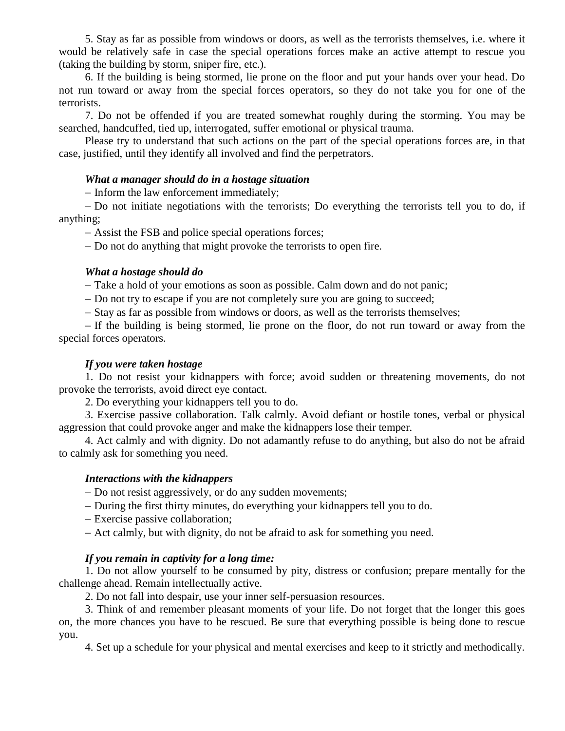5. Stay as far as possible from windows or doors, as well as the terrorists themselves, i.e. where it would be relatively safe in case the special operations forces make an active attempt to rescue you (taking the building by storm, sniper fire, etc.).

6. If the building is being stormed, lie prone on the floor and put your hands over your head. Do not run toward or away from the special forces operators, so they do not take you for one of the terrorists.

7. Do not be offended if you are treated somewhat roughly during the storming. You may be searched, handcuffed, tied up, interrogated, suffer emotional or physical trauma.

Please try to understand that such actions on the part of the special operations forces are, in that case, justified, until they identify all involved and find the perpetrators.

***What a manager should do in a hostage situation***

– Inform the law enforcement immediately;

– Do not initiate negotiations with the terrorists; Do everything the terrorists tell you to do, if anything;

– Assist the FSB and police special operations forces;

– Do not do anything that might provoke the terrorists to open fire.

***What a hostage should do***

– Take a hold of your emotions as soon as possible. Calm down and do not panic;

– Do not try to escape if you are not completely sure you are going to succeed;

– Stay as far as possible from windows or doors, as well as the terrorists themselves;

– If the building is being stormed, lie prone on the floor, do not run toward or away from the special forces operators.

***If you were taken hostage***

1. Do not resist your kidnappers with force; avoid sudden or threatening movements, do not provoke the terrorists, avoid direct eye contact.

2. Do everything your kidnappers tell you to do.

3. Exercise passive collaboration. Talk calmly. Avoid defiant or hostile tones, verbal or physical aggression that could provoke anger and make the kidnappers lose their temper.

4. Act calmly and with dignity. Do not adamantly refuse to do anything, but also do not be afraid to calmly ask for something you need.

***Interactions with the kidnappers***

– Do not resist aggressively, or do any sudden movements;

– During the first thirty minutes, do everything your kidnappers tell you to do.

– Exercise passive collaboration;

– Act calmly, but with dignity, do not be afraid to ask for something you need.

***If you remain in captivity for a long time:***

1. Do not allow yourself to be consumed by pity, distress or confusion; prepare mentally for the challenge ahead. Remain intellectually active.

2. Do not fall into despair, use your inner self-persuasion resources.

3. Think of and remember pleasant moments of your life. Do not forget that the longer this goes on, the more chances you have to be rescued. Be sure that everything possible is being done to rescue you.

4. Set up a schedule for your physical and mental exercises and keep to it strictly and methodically.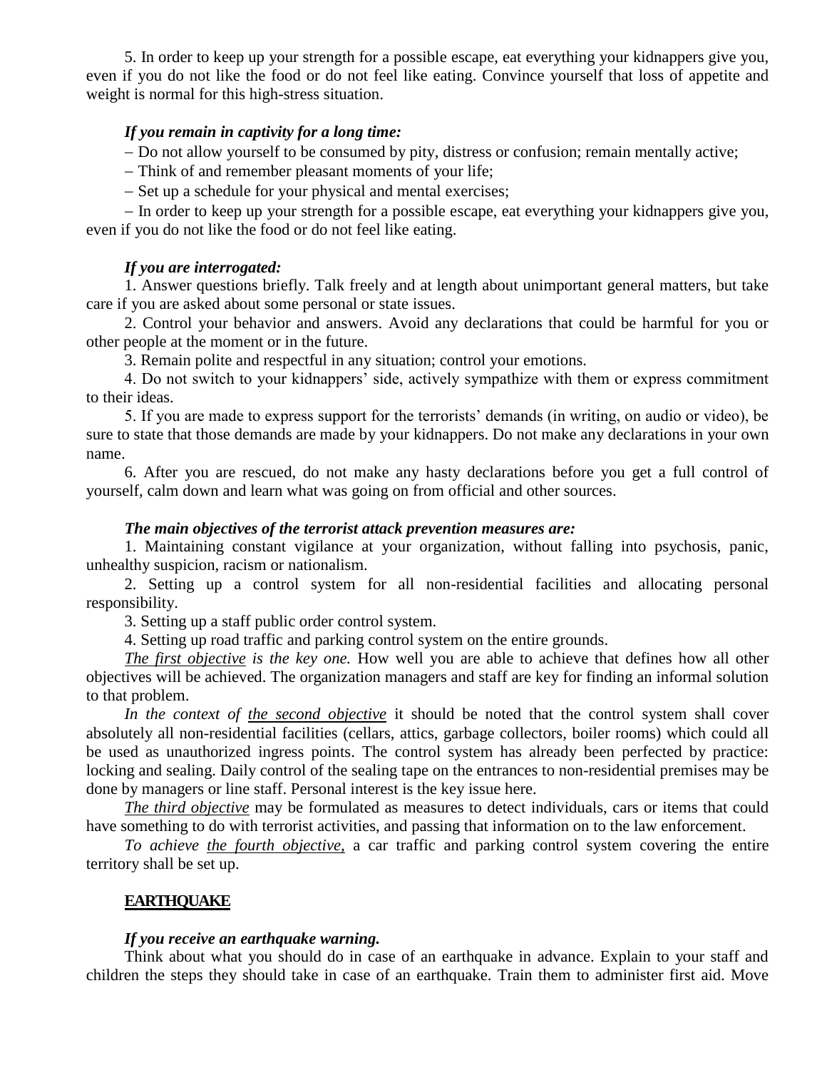5. In order to keep up your strength for a possible escape, eat everything your kidnappers give you, even if you do not like the food or do not feel like eating. Convince yourself that loss of appetite and weight is normal for this high-stress situation.

***If you remain in captivity for a long time:***

– Do not allow yourself to be consumed by pity, distress or confusion; remain mentally active;

– Think of and remember pleasant moments of your life;

– Set up a schedule for your physical and mental exercises;

– In order to keep up your strength for a possible escape, eat everything your kidnappers give you, even if you do not like the food or do not feel like eating.

***If you are interrogated:***

1. Answer questions briefly. Talk freely and at length about unimportant general matters, but take care if you are asked about some personal or state issues.

2. Control your behavior and answers. Avoid any declarations that could be harmful for you or other people at the moment or in the future.

3. Remain polite and respectful in any situation; control your emotions.

4. Do not switch to your kidnappers' side, actively sympathize with them or express commitment to their ideas.

5. If you are made to express support for the terrorists' demands (in writing, on audio or video), be sure to state that those demands are made by your kidnappers. Do not make any declarations in your own name.

6. After you are rescued, do not make any hasty declarations before you get a full control of yourself, calm down and learn what was going on from official and other sources.

***The main objectives of the terrorist attack prevention measures are:***

1. Maintaining constant vigilance at your organization, without falling into psychosis, panic, unhealthy suspicion, racism or nationalism.

2. Setting up a control system for all non-residential facilities and allocating personal responsibility.

3. Setting up a staff public order control system.

4. Setting up road traffic and parking control system on the entire grounds.

*The first objective is the key one.* How well you are able to achieve that defines how all other objectives will be achieved. The organization managers and staff are key for finding an informal solution to that problem.

*In the context of the second objective* it should be noted that the control system shall cover absolutely all non-residential facilities (cellars, attics, garbage collectors, boiler rooms) which could all be used as unauthorized ingress points. The control system has already been perfected by practice: locking and sealing. Daily control of the sealing tape on the entrances to non-residential premises may be done by managers or line staff. Personal interest is the key issue here.

*The third objective* may be formulated as measures to detect individuals, cars or items that could have something to do with terrorist activities, and passing that information on to the law enforcement.

*To achieve the fourth objective,* a car traffic and parking control system covering the entire territory shall be set up.

## EARTHQUAKE

***If you receive an earthquake warning.***

Think about what you should do in case of an earthquake in advance. Explain to your staff and children the steps they should take in case of an earthquake. Train them to administer first aid. Move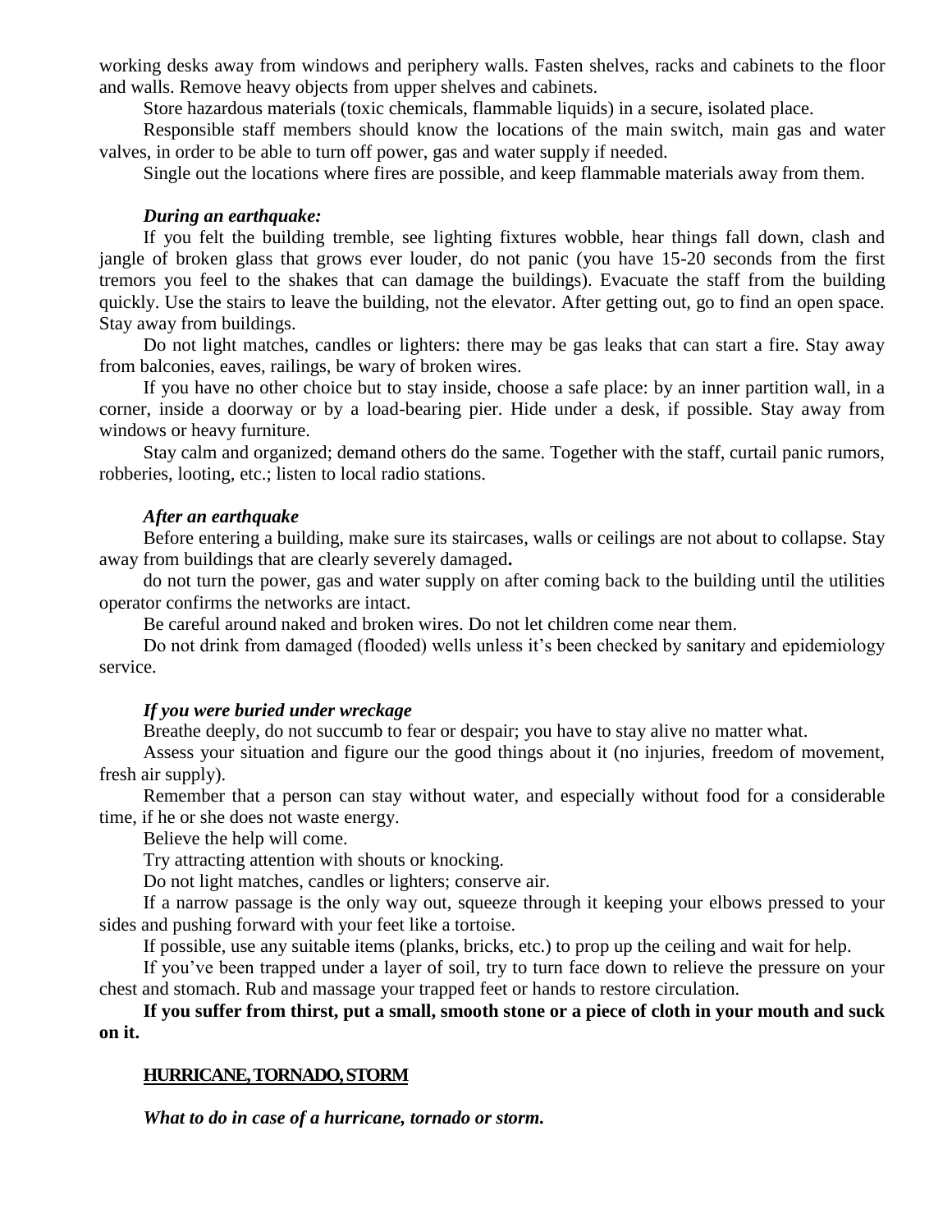working desks away from windows and periphery walls. Fasten shelves, racks and cabinets to the floor and walls. Remove heavy objects from upper shelves and cabinets.

Store hazardous materials (toxic chemicals, flammable liquids) in a secure, isolated place.

Responsible staff members should know the locations of the main switch, main gas and water valves, in order to be able to turn off power, gas and water supply if needed.

Single out the locations where fires are possible, and keep flammable materials away from them.

***During an earthquake:***

If you felt the building tremble, see lighting fixtures wobble, hear things fall down, clash and jangle of broken glass that grows ever louder, do not panic (you have 15-20 seconds from the first tremors you feel to the shakes that can damage the buildings). Evacuate the staff from the building quickly. Use the stairs to leave the building, not the elevator. After getting out, go to find an open space. Stay away from buildings.

Do not light matches, candles or lighters: there may be gas leaks that can start a fire. Stay away from balconies, eaves, railings, be wary of broken wires.

If you have no other choice but to stay inside, choose a safe place: by an inner partition wall, in a corner, inside a doorway or by a load-bearing pier. Hide under a desk, if possible. Stay away from windows or heavy furniture.

Stay calm and organized; demand others do the same. Together with the staff, curtail panic rumors, robberies, looting, etc.; listen to local radio stations.

***After an earthquake***

Before entering a building, make sure its staircases, walls or ceilings are not about to collapse. Stay away from buildings that are clearly severely damaged**.**

do not turn the power, gas and water supply on after coming back to the building until the utilities operator confirms the networks are intact.

Be careful around naked and broken wires. Do not let children come near them.

Do not drink from damaged (flooded) wells unless it's been checked by sanitary and epidemiology service.

***If you were buried under wreckage***

Breathe deeply, do not succumb to fear or despair; you have to stay alive no matter what.

Assess your situation and figure our the good things about it (no injuries, freedom of movement, fresh air supply).

Remember that a person can stay without water, and especially without food for a considerable time, if he or she does not waste energy.

Believe the help will come.

Try attracting attention with shouts or knocking.

Do not light matches, candles or lighters; conserve air.

If a narrow passage is the only way out, squeeze through it keeping your elbows pressed to your sides and pushing forward with your feet like a tortoise.

If possible, use any suitable items (planks, bricks, etc.) to prop up the ceiling and wait for help.

If you've been trapped under a layer of soil, try to turn face down to relieve the pressure on your chest and stomach. Rub and massage your trapped feet or hands to restore circulation.

**If you suffer from thirst, put a small, smooth stone or a piece of cloth in your mouth and suck on it.**

## HURRICANE, TORNADO, STORM

***What to do in case of a hurricane, tornado or storm.***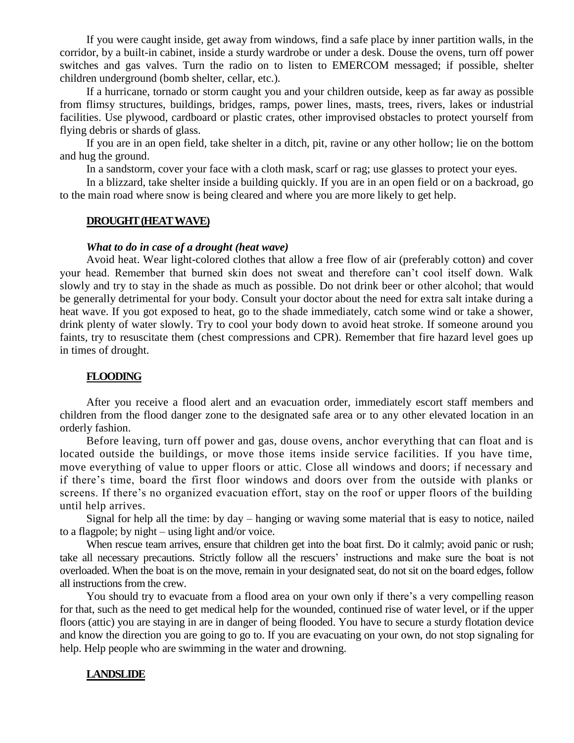If you were caught inside, get away from windows, find a safe place by inner partition walls, in the corridor, by a built-in cabinet, inside a sturdy wardrobe or under a desk. Douse the ovens, turn off power switches and gas valves. Turn the radio on to listen to EMERCOM messaged; if possible, shelter children underground (bomb shelter, cellar, etc.).

If a hurricane, tornado or storm caught you and your children outside, keep as far away as possible from flimsy structures, buildings, bridges, ramps, power lines, masts, trees, rivers, lakes or industrial facilities. Use plywood, cardboard or plastic crates, other improvised obstacles to protect yourself from flying debris or shards of glass.

If you are in an open field, take shelter in a ditch, pit, ravine or any other hollow; lie on the bottom and hug the ground.

In a sandstorm, cover your face with a cloth mask, scarf or rag; use glasses to protect your eyes.

In a blizzard, take shelter inside a building quickly. If you are in an open field or on a backroad, go to the main road where snow is being cleared and where you are more likely to get help.

## DROUGHT (HEAT WAVE)

***What to do in case of a drought (heat wave)***

Avoid heat. Wear light-colored clothes that allow a free flow of air (preferably cotton) and cover your head. Remember that burned skin does not sweat and therefore can't cool itself down. Walk slowly and try to stay in the shade as much as possible. Do not drink beer or other alcohol; that would be generally detrimental for your body. Consult your doctor about the need for extra salt intake during a heat wave. If you got exposed to heat, go to the shade immediately, catch some wind or take a shower, drink plenty of water slowly. Try to cool your body down to avoid heat stroke. If someone around you faints, try to resuscitate them (chest compressions and CPR). Remember that fire hazard level goes up in times of drought.

## FLOODING

After you receive a flood alert and an evacuation order, immediately escort staff members and children from the flood danger zone to the designated safe area or to any other elevated location in an orderly fashion.

Before leaving, turn off power and gas, douse ovens, anchor everything that can float and is located outside the buildings, or move those items inside service facilities. If you have time, move everything of value to upper floors or attic. Close all windows and doors; if necessary and if there's time, board the first floor windows and doors over from the outside with planks or screens. If there's no organized evacuation effort, stay on the roof or upper floors of the building until help arrives.

Signal for help all the time: by day – hanging or waving some material that is easy to notice, nailed to a flagpole; by night – using light and/or voice.

When rescue team arrives, ensure that children get into the boat first. Do it calmly; avoid panic or rush; take all necessary precautions. Strictly follow all the rescuers' instructions and make sure the boat is not overloaded. When the boat is on the move, remain in your designated seat, do not sit on the board edges, follow all instructions from the crew.

You should try to evacuate from a flood area on your own only if there's a very compelling reason for that, such as the need to get medical help for the wounded, continued rise of water level, or if the upper floors (attic) you are staying in are in danger of being flooded. You have to secure a sturdy flotation device and know the direction you are going to go to. If you are evacuating on your own, do not stop signaling for help. Help people who are swimming in the water and drowning.

## LANDSLIDE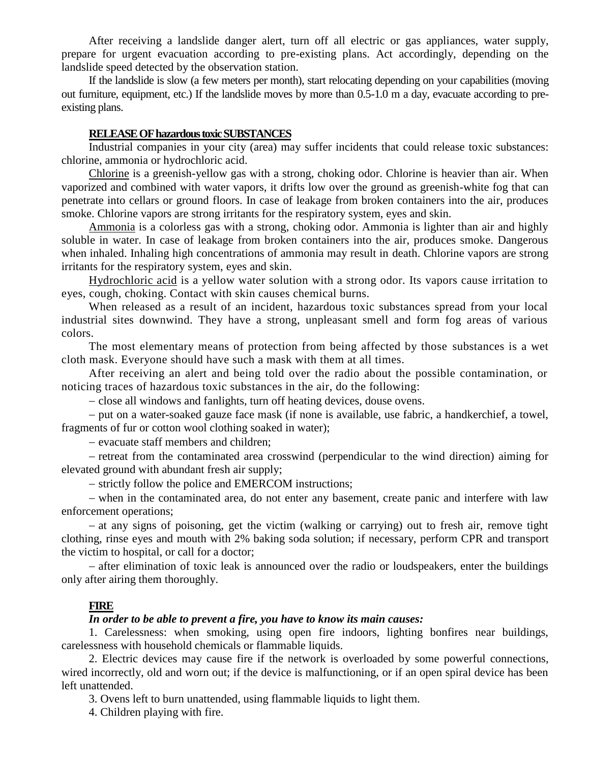After receiving a landslide danger alert, turn off all electric or gas appliances, water supply, prepare for urgent evacuation according to pre-existing plans. Act accordingly, depending on the landslide speed detected by the observation station.

If the landslide is slow (a few meters per month), start relocating depending on your capabilities (moving out furniture, equipment, etc.) If the landslide moves by more than 0.5-1.0 m a day, evacuate according to pre-existing plans.

## RELEASE OF hazardous toxic SUBSTANCES

Industrial companies in your city (area) may suffer incidents that could release toxic substances: chlorine, ammonia or hydrochloric acid.

Chlorine is a greenish-yellow gas with a strong, choking odor. Chlorine is heavier than air. When vaporized and combined with water vapors, it drifts low over the ground as greenish-white fog that can penetrate into cellars or ground floors. In case of leakage from broken containers into the air, produces smoke. Chlorine vapors are strong irritants for the respiratory system, eyes and skin.

Ammonia is a colorless gas with a strong, choking odor. Ammonia is lighter than air and highly soluble in water. In case of leakage from broken containers into the air, produces smoke. Dangerous when inhaled. Inhaling high concentrations of ammonia may result in death. Chlorine vapors are strong irritants for the respiratory system, eyes and skin.

Hydrochloric acid is a yellow water solution with a strong odor. Its vapors cause irritation to eyes, cough, choking. Contact with skin causes chemical burns.

When released as a result of an incident, hazardous toxic substances spread from your local industrial sites downwind. They have a strong, unpleasant smell and form fog areas of various colors.

The most elementary means of protection from being affected by those substances is a wet cloth mask. Everyone should have such a mask with them at all times.

After receiving an alert and being told over the radio about the possible contamination, or noticing traces of hazardous toxic substances in the air, do the following:

– close all windows and fanlights, turn off heating devices, douse ovens.

– put on a water-soaked gauze face mask (if none is available, use fabric, a handkerchief, a towel, fragments of fur or cotton wool clothing soaked in water);

– evacuate staff members and children;

– retreat from the contaminated area crosswind (perpendicular to the wind direction) aiming for elevated ground with abundant fresh air supply;

– strictly follow the police and EMERCOM instructions;

– when in the contaminated area, do not enter any basement, create panic and interfere with law enforcement operations;

– at any signs of poisoning, get the victim (walking or carrying) out to fresh air, remove tight clothing, rinse eyes and mouth with 2% baking soda solution; if necessary, perform CPR and transport the victim to hospital, or call for a doctor;

– after elimination of toxic leak is announced over the radio or loudspeakers, enter the buildings only after airing them thoroughly.

## FIRE

***In order to be able to prevent a fire, you have to know its main causes:***

1. Carelessness: when smoking, using open fire indoors, lighting bonfires near buildings, carelessness with household chemicals or flammable liquids.
2. Electric devices may cause fire if the network is overloaded by some powerful connections, wired incorrectly, old and worn out; if the device is malfunctioning, or if an open spiral device has been left unattended.
3. Ovens left to burn unattended, using flammable liquids to light them.
4. Children playing with fire.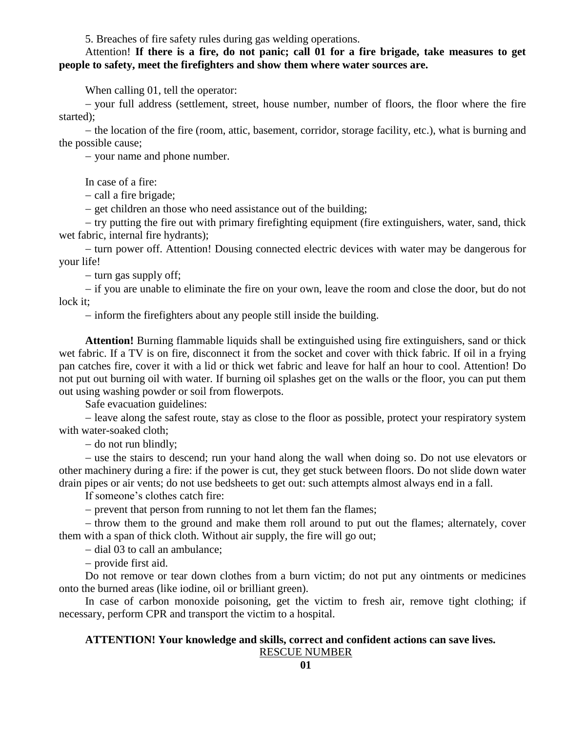5. Breaches of fire safety rules during gas welding operations.

Attention! **If there is a fire, do not panic; call 01 for a fire brigade, take measures to get people to safety, meet the firefighters and show them where water sources are.**

When calling 01, tell the operator:

– your full address (settlement, street, house number, number of floors, the floor where the fire started);

– the location of the fire (room, attic, basement, corridor, storage facility, etc.), what is burning and the possible cause;

– your name and phone number.

In case of a fire:

– call a fire brigade;

– get children an those who need assistance out of the building;

– try putting the fire out with primary firefighting equipment (fire extinguishers, water, sand, thick wet fabric, internal fire hydrants);

– turn power off. Attention! Dousing connected electric devices with water may be dangerous for your life!

– turn gas supply off;

– if you are unable to eliminate the fire on your own, leave the room and close the door, but do not lock it;

– inform the firefighters about any people still inside the building.

**Attention!** Burning flammable liquids shall be extinguished using fire extinguishers, sand or thick wet fabric. If a TV is on fire, disconnect it from the socket and cover with thick fabric. If oil in a frying pan catches fire, cover it with a lid or thick wet fabric and leave for half an hour to cool. Attention! Do not put out burning oil with water. If burning oil splashes get on the walls or the floor, you can put them out using washing powder or soil from flowerpots.

Safe evacuation guidelines:

– leave along the safest route, stay as close to the floor as possible, protect your respiratory system with water-soaked cloth;

– do not run blindly;

– use the stairs to descend; run your hand along the wall when doing so. Do not use elevators or other machinery during a fire: if the power is cut, they get stuck between floors. Do not slide down water drain pipes or air vents; do not use bedsheets to get out: such attempts almost always end in a fall.

If someone's clothes catch fire:

– prevent that person from running to not let them fan the flames;

– throw them to the ground and make them roll around to put out the flames; alternately, cover them with a span of thick cloth. Without air supply, the fire will go out;

– dial 03 to call an ambulance;

– provide first aid.

Do not remove or tear down clothes from a burn victim; do not put any ointments or medicines onto the burned areas (like iodine, oil or brilliant green).

In case of carbon monoxide poisoning, get the victim to fresh air, remove tight clothing; if necessary, perform CPR and transport the victim to a hospital.

**ATTENTION! Your knowledge and skills, correct and confident actions can save lives.**

RESCUE NUMBER

**01**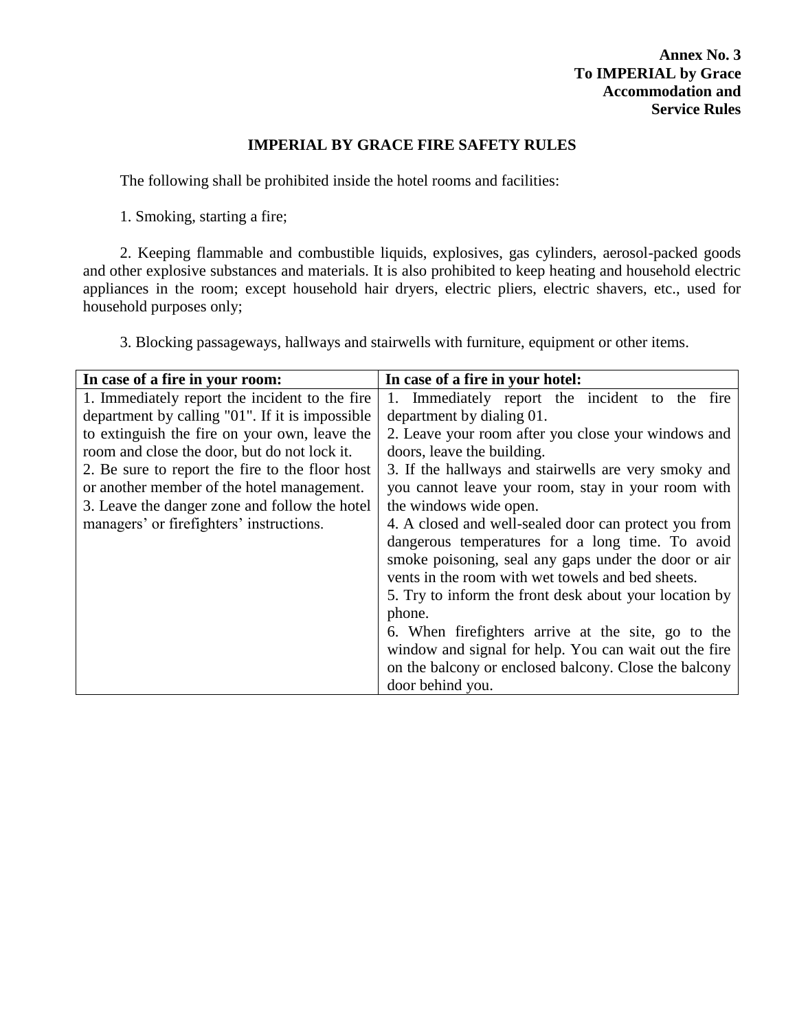**Annex No. 3**
**To IMPERIAL by Grace**
**Accommodation and**
**Service Rules**

# IMPERIAL BY GRACE FIRE SAFETY RULES

The following shall be prohibited inside the hotel rooms and facilities:

1. Smoking, starting a fire;

2. Keeping flammable and combustible liquids, explosives, gas cylinders, aerosol-packed goods and other explosive substances and materials. It is also prohibited to keep heating and household electric appliances in the room; except household hair dryers, electric pliers, electric shavers, etc., used for household purposes only;

3. Blocking passageways, hallways and stairwells with furniture, equipment or other items.

| **In case of a fire in your room:** | **In case of a fire in your hotel:** |
|---|---|
| 1. Immediately report the incident to the fire department by calling "01". If it is impossible to extinguish the fire on your own, leave the room and close the door, but do not lock it.<br>2. Be sure to report the fire to the floor host or another member of the hotel management.<br>3. Leave the danger zone and follow the hotel managers' or firefighters' instructions. | 1. Immediately report the incident to the fire department by dialing 01.<br>2. Leave your room after you close your windows and doors, leave the building.<br>3. If the hallways and stairwells are very smoky and you cannot leave your room, stay in your room with the windows wide open.<br>4. A closed and well-sealed door can protect you from dangerous temperatures for a long time. To avoid smoke poisoning, seal any gaps under the door or air vents in the room with wet towels and bed sheets.<br>5. Try to inform the front desk about your location by phone.<br>6. When firefighters arrive at the site, go to the window and signal for help. You can wait out the fire on the balcony or enclosed balcony. Close the balcony door behind you. |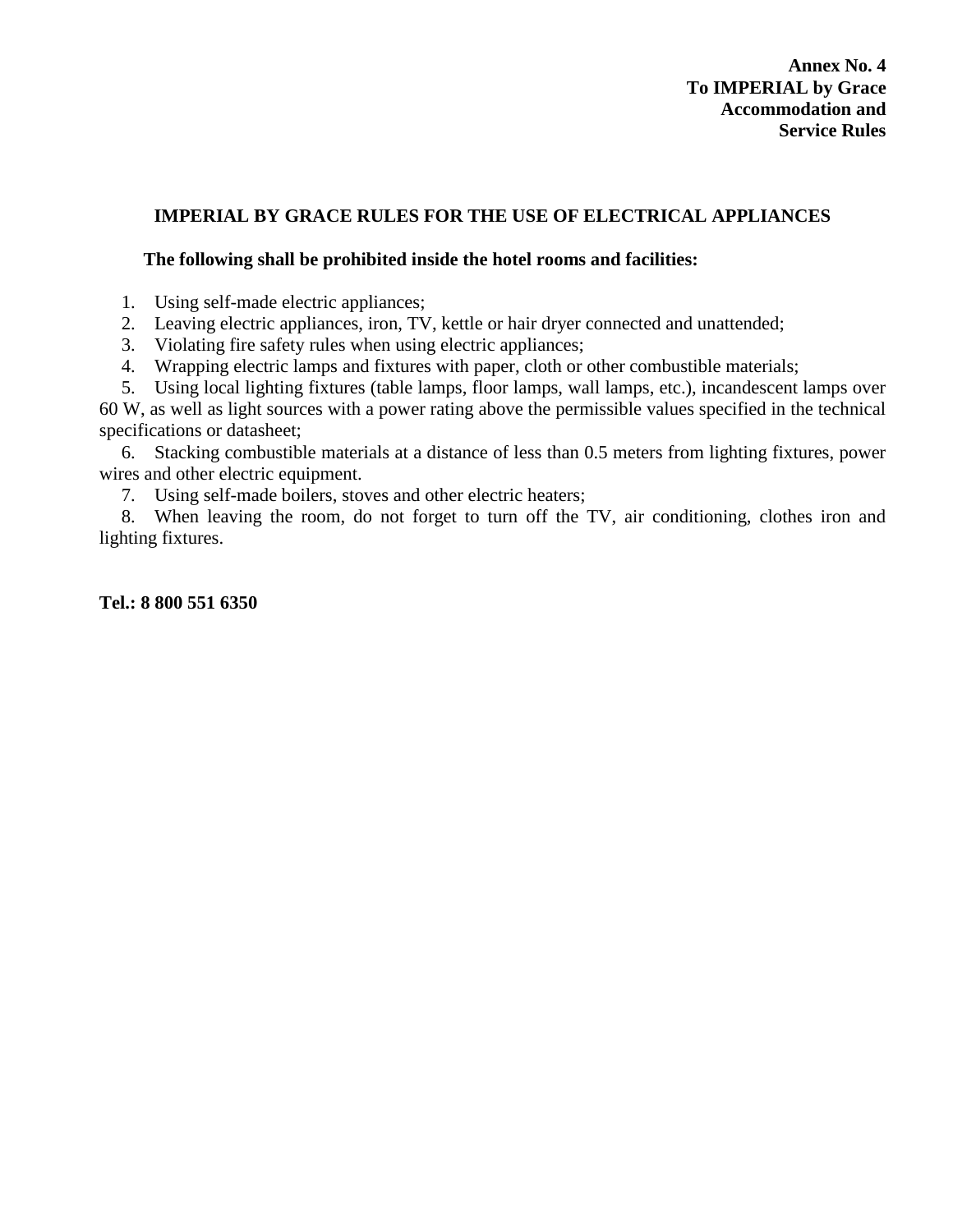**Annex No. 4**
**To IMPERIAL by Grace**
**Accommodation and**
**Service Rules**

## IMPERIAL BY GRACE RULES FOR THE USE OF ELECTRICAL APPLIANCES

**The following shall be prohibited inside the hotel rooms and facilities:**

1. Using self-made electric appliances;
2. Leaving electric appliances, iron, TV, kettle or hair dryer connected and unattended;
3. Violating fire safety rules when using electric appliances;
4. Wrapping electric lamps and fixtures with paper, cloth or other combustible materials;
5. Using local lighting fixtures (table lamps, floor lamps, wall lamps, etc.), incandescent lamps over 60 W, as well as light sources with a power rating above the permissible values specified in the technical specifications or datasheet;
6. Stacking combustible materials at a distance of less than 0.5 meters from lighting fixtures, power wires and other electric equipment.
7. Using self-made boilers, stoves and other electric heaters;
8. When leaving the room, do not forget to turn off the TV, air conditioning, clothes iron and lighting fixtures.

**Tel.: 8 800 551 6350**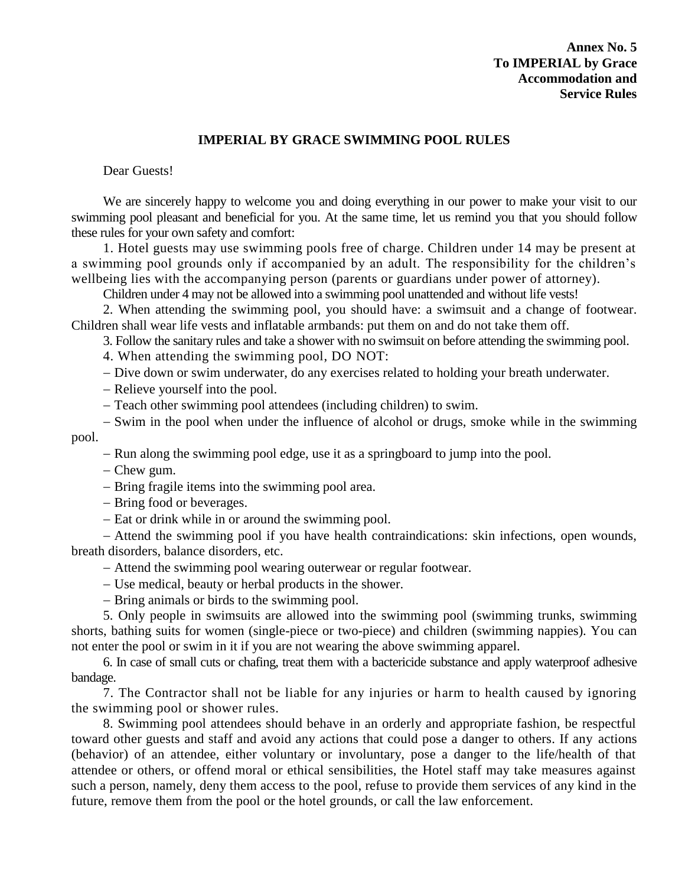**Annex No. 5**
**To IMPERIAL by Grace**
**Accommodation and**
**Service Rules**

## IMPERIAL BY GRACE SWIMMING POOL RULES

Dear Guests!

We are sincerely happy to welcome you and doing everything in our power to make your visit to our swimming pool pleasant and beneficial for you. At the same time, let us remind you that you should follow these rules for your own safety and comfort:

1. Hotel guests may use swimming pools free of charge. Children under 14 may be present at a swimming pool grounds only if accompanied by an adult. The responsibility for the children's wellbeing lies with the accompanying person (parents or guardians under power of attorney).

Children under 4 may not be allowed into a swimming pool unattended and without life vests!

2. When attending the swimming pool, you should have: a swimsuit and a change of footwear. Children shall wear life vests and inflatable armbands: put them on and do not take them off.

3. Follow the sanitary rules and take a shower with no swimsuit on before attending the swimming pool.

4. When attending the swimming pool, DO NOT:

– Dive down or swim underwater, do any exercises related to holding your breath underwater.

– Relieve yourself into the pool.

– Teach other swimming pool attendees (including children) to swim.

– Swim in the pool when under the influence of alcohol or drugs, smoke while in the swimming pool.

– Run along the swimming pool edge, use it as a springboard to jump into the pool.

– Chew gum.

– Bring fragile items into the swimming pool area.

– Bring food or beverages.

– Eat or drink while in or around the swimming pool.

– Attend the swimming pool if you have health contraindications: skin infections, open wounds, breath disorders, balance disorders, etc.

– Attend the swimming pool wearing outerwear or regular footwear.

– Use medical, beauty or herbal products in the shower.

– Bring animals or birds to the swimming pool.

5. Only people in swimsuits are allowed into the swimming pool (swimming trunks, swimming shorts, bathing suits for women (single-piece or two-piece) and children (swimming nappies). You can not enter the pool or swim in it if you are not wearing the above swimming apparel.

6. In case of small cuts or chafing, treat them with a bactericide substance and apply waterproof adhesive bandage.

7. The Contractor shall not be liable for any injuries or harm to health caused by ignoring the swimming pool or shower rules.

8. Swimming pool attendees should behave in an orderly and appropriate fashion, be respectful toward other guests and staff and avoid any actions that could pose a danger to others. If any actions (behavior) of an attendee, either voluntary or involuntary, pose a danger to the life/health of that attendee or others, or offend moral or ethical sensibilities, the Hotel staff may take measures against such a person, namely, deny them access to the pool, refuse to provide them services of any kind in the future, remove them from the pool or the hotel grounds, or call the law enforcement.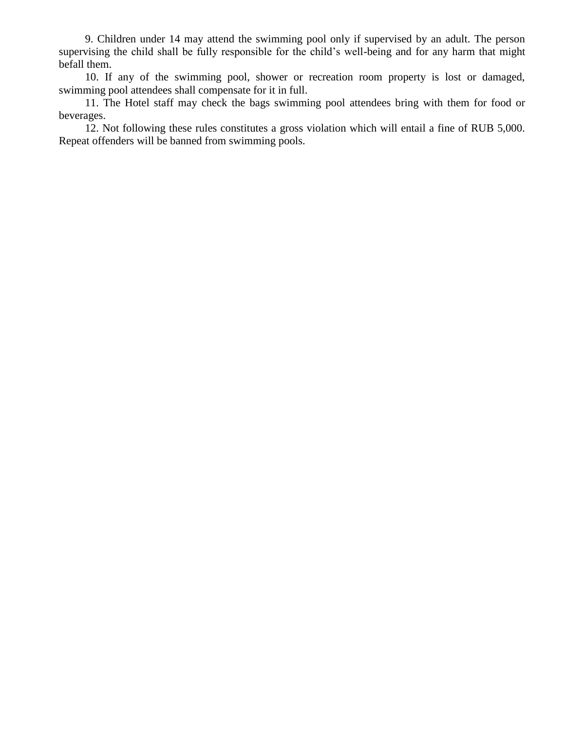9. Children under 14 may attend the swimming pool only if supervised by an adult. The person supervising the child shall be fully responsible for the child's well-being and for any harm that might befall them.

10. If any of the swimming pool, shower or recreation room property is lost or damaged, swimming pool attendees shall compensate for it in full.

11. The Hotel staff may check the bags swimming pool attendees bring with them for food or beverages.

12. Not following these rules constitutes a gross violation which will entail a fine of RUB 5,000. Repeat offenders will be banned from swimming pools.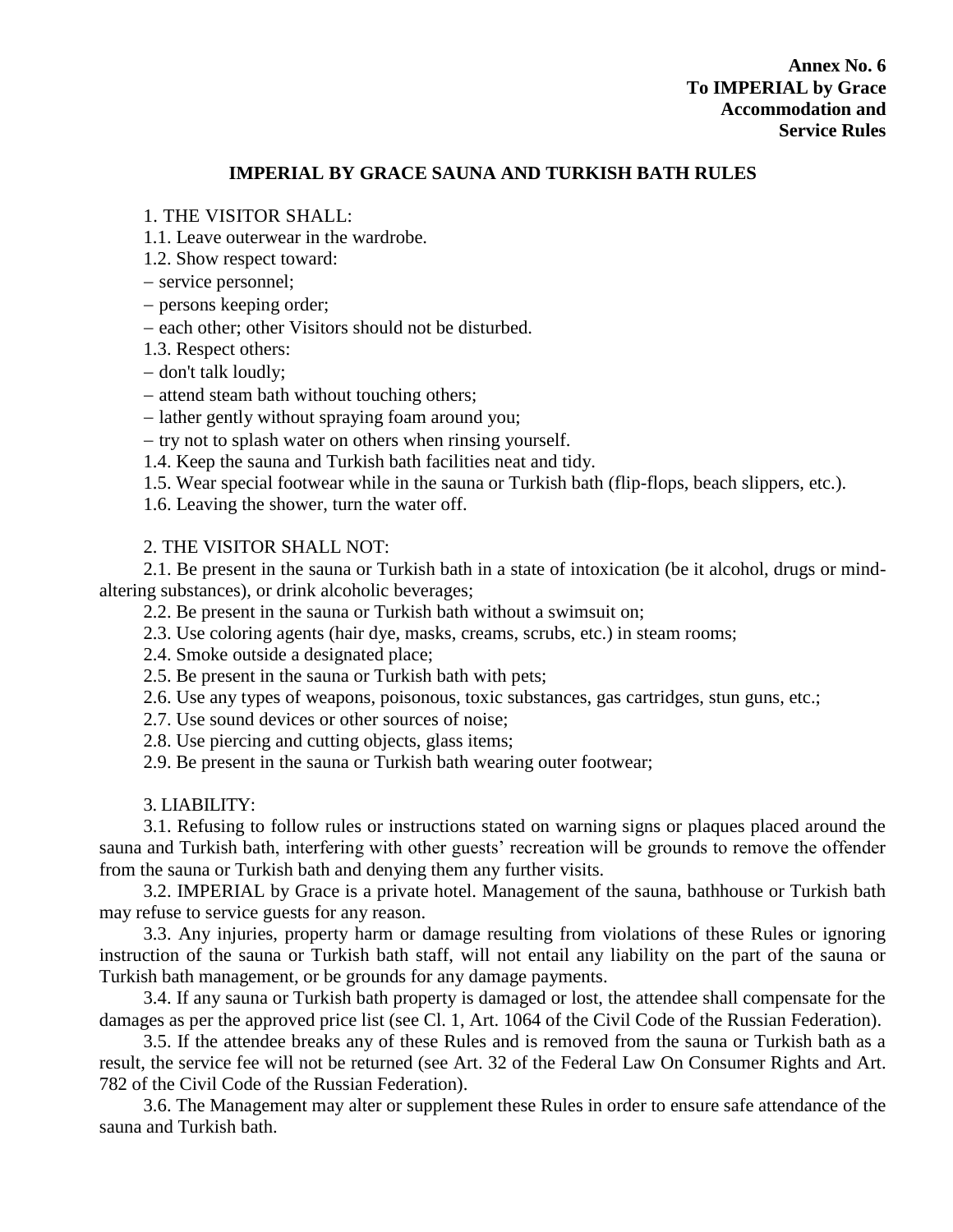**Annex No. 6**
**To IMPERIAL by Grace**
**Accommodation and**
**Service Rules**

## IMPERIAL BY GRACE SAUNA AND TURKISH BATH RULES

1. THE VISITOR SHALL:

1.1. Leave outerwear in the wardrobe.

1.2. Show respect toward:

– service personnel;

– persons keeping order;

– each other; other Visitors should not be disturbed.

1.3. Respect others:

– don't talk loudly;

– attend steam bath without touching others;

– lather gently without spraying foam around you;

– try not to splash water on others when rinsing yourself.

1.4. Keep the sauna and Turkish bath facilities neat and tidy.

1.5. Wear special footwear while in the sauna or Turkish bath (flip-flops, beach slippers, etc.).

1.6. Leaving the shower, turn the water off.

2. THE VISITOR SHALL NOT:

2.1. Be present in the sauna or Turkish bath in a state of intoxication (be it alcohol, drugs or mind-altering substances), or drink alcoholic beverages;

2.2. Be present in the sauna or Turkish bath without a swimsuit on;

2.3. Use coloring agents (hair dye, masks, creams, scrubs, etc.) in steam rooms;

2.4. Smoke outside a designated place;

2.5. Be present in the sauna or Turkish bath with pets;

2.6. Use any types of weapons, poisonous, toxic substances, gas cartridges, stun guns, etc.;

2.7. Use sound devices or other sources of noise;

2.8. Use piercing and cutting objects, glass items;

2.9. Be present in the sauna or Turkish bath wearing outer footwear;

3. LIABILITY:

3.1. Refusing to follow rules or instructions stated on warning signs or plaques placed around the sauna and Turkish bath, interfering with other guests' recreation will be grounds to remove the offender from the sauna or Turkish bath and denying them any further visits.

3.2. IMPERIAL by Grace is a private hotel. Management of the sauna, bathhouse or Turkish bath may refuse to service guests for any reason.

3.3. Any injuries, property harm or damage resulting from violations of these Rules or ignoring instruction of the sauna or Turkish bath staff, will not entail any liability on the part of the sauna or Turkish bath management, or be grounds for any damage payments.

3.4. If any sauna or Turkish bath property is damaged or lost, the attendee shall compensate for the damages as per the approved price list (see Cl. 1, Art. 1064 of the Civil Code of the Russian Federation).

3.5. If the attendee breaks any of these Rules and is removed from the sauna or Turkish bath as a result, the service fee will not be returned (see Art. 32 of the Federal Law On Consumer Rights and Art. 782 of the Civil Code of the Russian Federation).

3.6. The Management may alter or supplement these Rules in order to ensure safe attendance of the sauna and Turkish bath.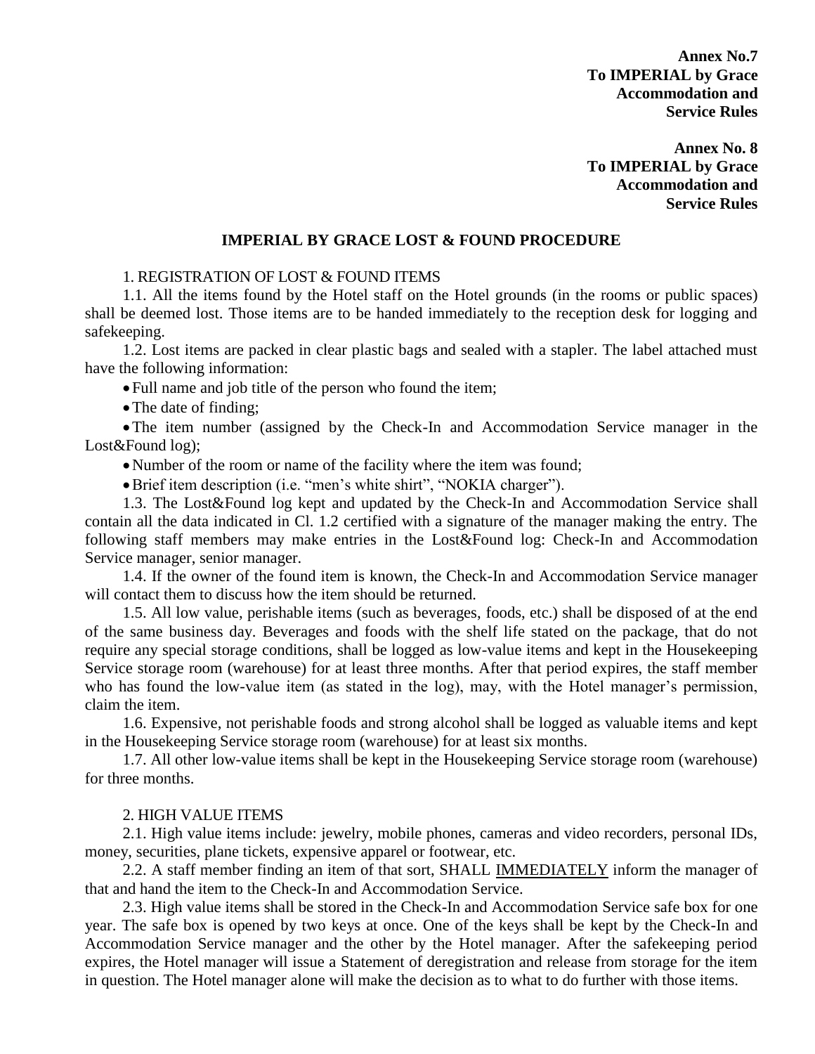**Annex No.7**
**To IMPERIAL by Grace**
**Accommodation and**
**Service Rules**

**Annex No. 8**
**To IMPERIAL by Grace**
**Accommodation and**
**Service Rules**

## IMPERIAL BY GRACE LOST & FOUND PROCEDURE

1. REGISTRATION OF LOST & FOUND ITEMS

1.1. All the items found by the Hotel staff on the Hotel grounds (in the rooms or public spaces) shall be deemed lost. Those items are to be handed immediately to the reception desk for logging and safekeeping.

1.2. Lost items are packed in clear plastic bags and sealed with a stapler. The label attached must have the following information:

- Full name and job title of the person who found the item;
- The date of finding;
- The item number (assigned by the Check-In and Accommodation Service manager in the Lost&Found log);
- Number of the room or name of the facility where the item was found;
- Brief item description (i.e. "men's white shirt", "NOKIA charger").

1.3. The Lost&Found log kept and updated by the Check-In and Accommodation Service shall contain all the data indicated in Cl. 1.2 certified with a signature of the manager making the entry. The following staff members may make entries in the Lost&Found log: Check-In and Accommodation Service manager, senior manager.

1.4. If the owner of the found item is known, the Check-In and Accommodation Service manager will contact them to discuss how the item should be returned.

1.5. All low value, perishable items (such as beverages, foods, etc.) shall be disposed of at the end of the same business day. Beverages and foods with the shelf life stated on the package, that do not require any special storage conditions, shall be logged as low-value items and kept in the Housekeeping Service storage room (warehouse) for at least three months. After that period expires, the staff member who has found the low-value item (as stated in the log), may, with the Hotel manager's permission, claim the item.

1.6. Expensive, not perishable foods and strong alcohol shall be logged as valuable items and kept in the Housekeeping Service storage room (warehouse) for at least six months.

1.7. All other low-value items shall be kept in the Housekeeping Service storage room (warehouse) for three months.

2. HIGH VALUE ITEMS

2.1. High value items include: jewelry, mobile phones, cameras and video recorders, personal IDs, money, securities, plane tickets, expensive apparel or footwear, etc.

2.2. A staff member finding an item of that sort, SHALL <u>IMMEDIATELY</u> inform the manager of that and hand the item to the Check-In and Accommodation Service.

2.3. High value items shall be stored in the Check-In and Accommodation Service safe box for one year. The safe box is opened by two keys at once. One of the keys shall be kept by the Check-In and Accommodation Service manager and the other by the Hotel manager. After the safekeeping period expires, the Hotel manager will issue a Statement of deregistration and release from storage for the item in question. The Hotel manager alone will make the decision as to what to do further with those items.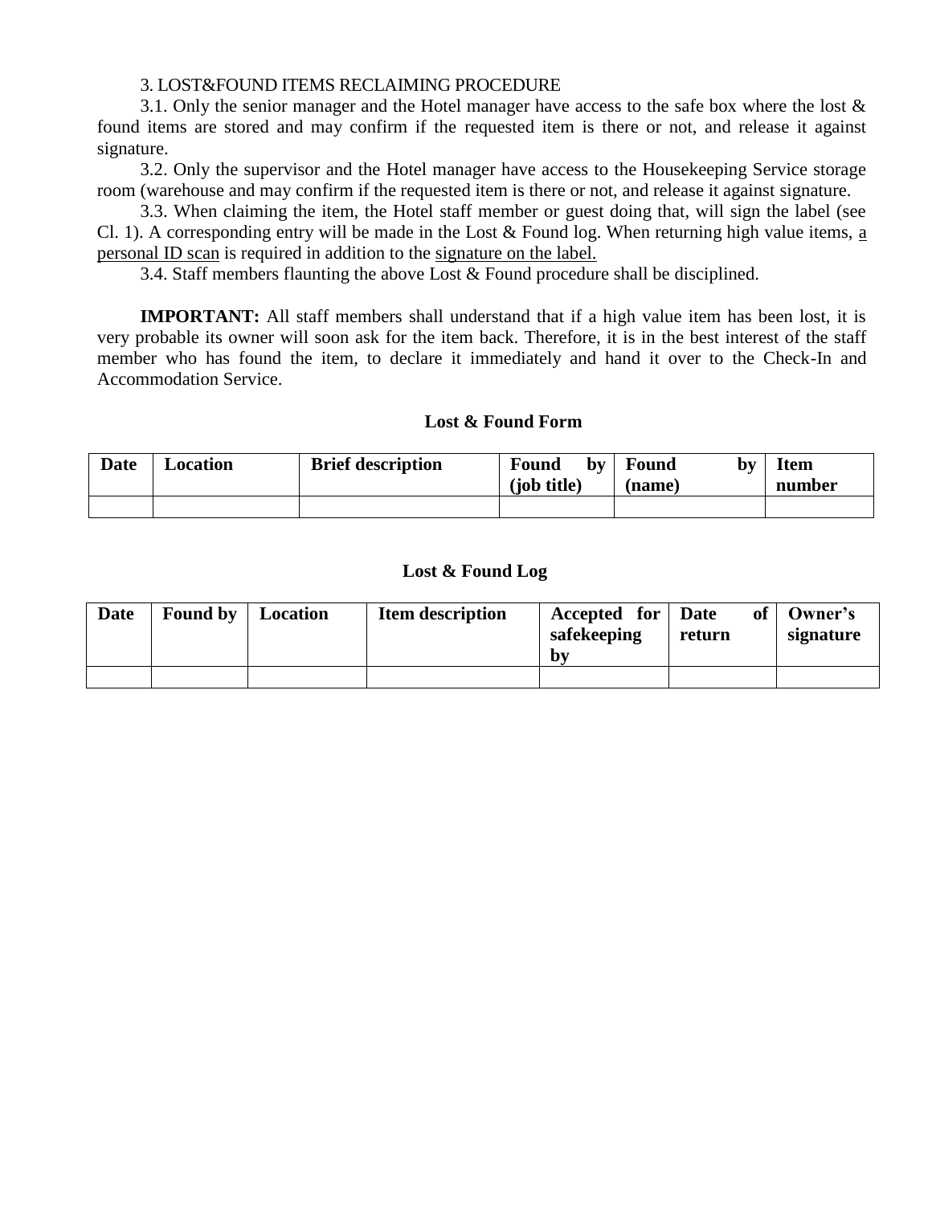3. LOST&FOUND ITEMS RECLAIMING PROCEDURE

3.1. Only the senior manager and the Hotel manager have access to the safe box where the lost & found items are stored and may confirm if the requested item is there or not, and release it against signature.

3.2. Only the supervisor and the Hotel manager have access to the Housekeeping Service storage room (warehouse and may confirm if the requested item is there or not, and release it against signature.

3.3. When claiming the item, the Hotel staff member or guest doing that, will sign the label (see Cl. 1). A corresponding entry will be made in the Lost & Found log. When returning high value items, a personal ID scan is required in addition to the signature on the label.

3.4. Staff members flaunting the above Lost & Found procedure shall be disciplined.

**IMPORTANT:** All staff members shall understand that if a high value item has been lost, it is very probable its owner will soon ask for the item back. Therefore, it is in the best interest of the staff member who has found the item, to declare it immediately and hand it over to the Check-In and Accommodation Service.

**Lost & Found Form**

| Date | Location | Brief description | Found by (job title) | Found by (name) | Item number |
|---|---|---|---|---|---|
| | | | | | |

**Lost & Found Log**

| Date | Found by | Location | Item description | Accepted for safekeeping by | Date of return | Owner's signature |
|---|---|---|---|---|---|---|
| | | | | | | |